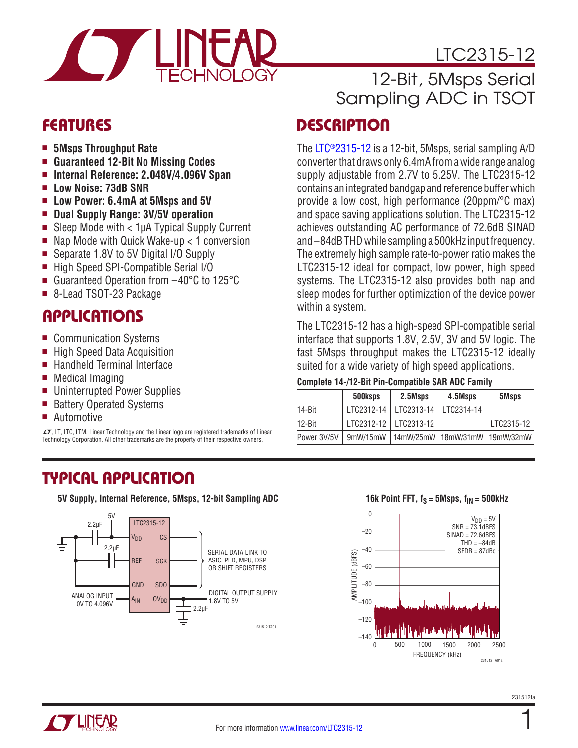# LTC2315-12

## 12-Bit, 5Msps Serial Sampling ADC in TSOT

## FEATURES

- **5Msps Throughput Rate**
- **Guaranteed 12-Bit No Missing Codes**
- **Internal Reference: 2.048V/4.096V Span**
- **Low Noise: 73dB SNR**
- **Low Power: 6.4mA at 5Msps and 5V**
- **Dual Supply Range: 3V/5V operation**
- Sleep Mode with < 1µA Typical Supply Current
- Nap Mode with Quick Wake-up < 1 conversion
- Separate 1.8V to 5V Digital I/O Supply
- High Speed SPI-Compatible Serial I/O
- Guaranteed Operation from –40°C to 125°C
- 8-Lead TSOT-23 Package

## APPLICATIONS

- Communication Systems
- High Speed Data Acquisition
- Handheld Terminal Interface
- Medical Imaging
- Uninterrupted Power Supplies
- Battery Operated Systems
- Automotive

LT, LTC, LTM, Linear Technology and the Linear logo are registered trademarks of Linear Technology Corporation. All other trademarks are the property of their respective owners.

## DESCRIPTION

The LTC®2315-12 is a 12-bit, 5Msps, serial sampling A/D converter that draws only 6.4mA from a wide range analog supply adjustable from 2.7V to 5.25V. The LTC2315-12 contains an integrated bandgap and reference buffer which provide a low cost, high performance (20ppm/°C max) and space saving applications solution. The LTC2315-12 achieves outstanding AC performance of 72.6dB SINAD and –84dB THD while sampling a 500kHz input frequency. The extremely high sample rate-to-power ratio makes the LTC2315-12 ideal for compact, low power, high speed systems. The LTC2315-12 also provides both nap and sleep modes for further optimization of the device power within a system.

The LTC2315-12 has a high-speed SPI-compatible serial interface that supports 1.8V, 2.5V, 3V and 5V logic. The fast 5Msps throughput makes the LTC2315-12 ideally suited for a wide variety of high speed applications.

**Complete 14-/12-Bit Pin-Compatible SAR ADC Family**

| | 500ksps | 2.5Msps | 4.5Msps | 5Msps |
|---|---|---|---|---|
| 14-Bit | LTC2312-14 | LTC2313-14 | LTC2314-14 | |
| 12-Bit | LTC2312-12 | LTC2313-12 | | LTC2315-12 |
| Power 3V/5V | 9mW/15mW | 14mW/25mW | 18mW/31mW | 19mW/32mW |

## TYPICAL APPLICATION

**5V Supply, Internal Reference, 5Msps, 12-bit Sampling ADC**

**16k Point FFT, $f_S$ = 5Msps, $f_{IN}$ = 500kHz**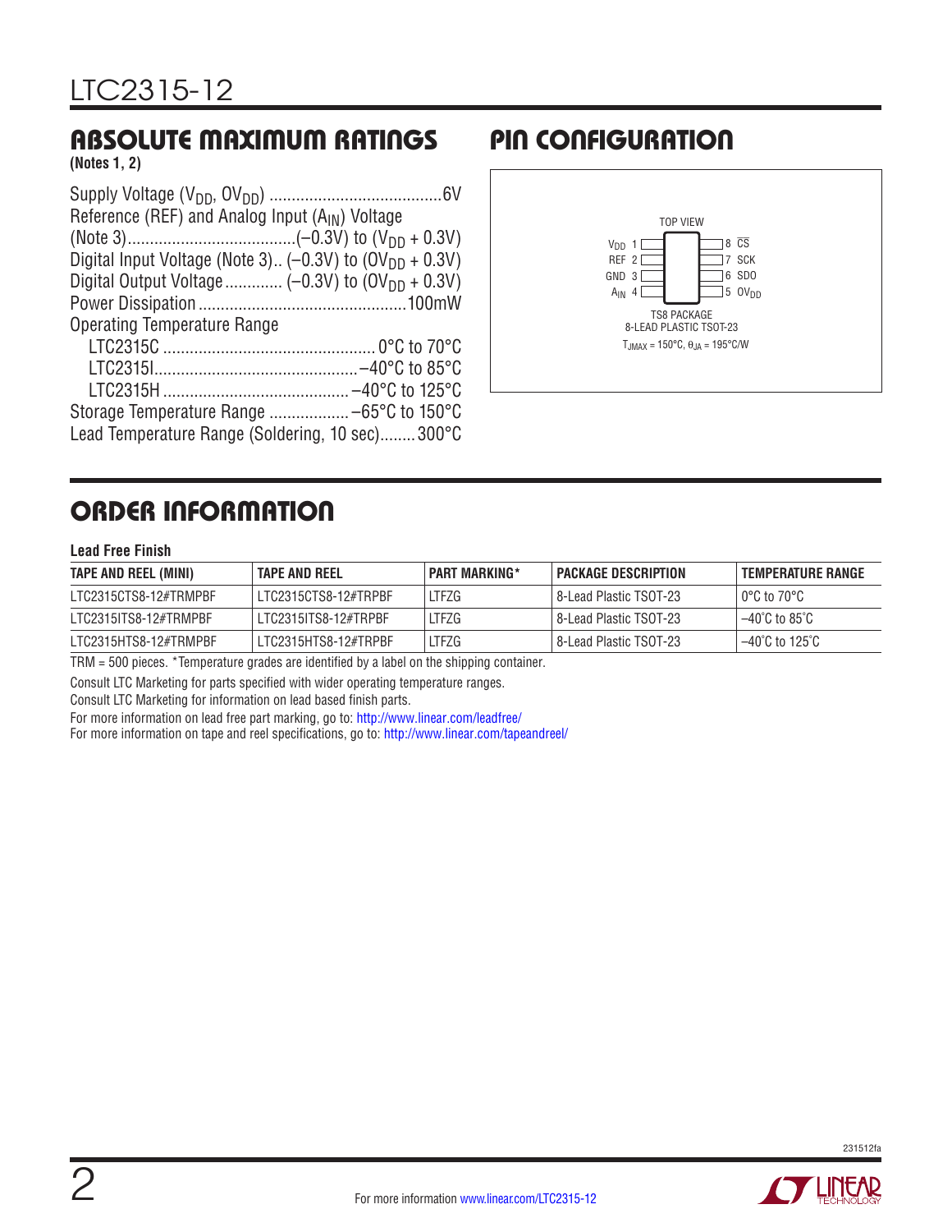## ABSOLUTE MAXIMUM RATINGS

**(Notes 1, 2)**

Supply Voltage ($V_{DD}$, $OV_{DD}$) ....................................... 6V

Reference (REF) and Analog Input ($A_{IN}$) Voltage (Note 3) ...................................... (–0.3V) to ($V_{DD}$ + 0.3V)

Digital Input Voltage (Note 3) .. (–0.3V) to ($OV_{DD}$ + 0.3V)

Digital Output Voltage ............. (–0.3V) to ($OV_{DD}$ + 0.3V)

Power Dissipation ............................................... 100mW

Operating Temperature Range

- LTC2315C ............................................... 0°C to 70°C
- LTC2315I ............................................. –40°C to 85°C
- LTC2315H .......................................... –40°C to 125°C

Storage Temperature Range .................. –65°C to 150°C

Lead Temperature Range (Soldering, 10 sec) ........ 300°C

## PIN CONFIGURATION

TOP VIEW

| Pin | Name | Pin | Name |
|---|---|---|---|
| 1 | $V_{DD}$ | 8 | $\overline{CS}$ |
| 2 | REF | 7 | SCK |
| 3 | GND | 6 | SDO |
| 4 | $A_{IN}$ | 5 | $OV_{DD}$ |

TS8 PACKAGE
8-LEAD PLASTIC TSOT-23

$T_{JMAX}$ = 150°C, $\theta_{JA}$ = 195°C/W

## ORDER INFORMATION

**Lead Free Finish**

| TAPE AND REEL (MINI) | TAPE AND REEL | PART MARKING* | PACKAGE DESCRIPTION | TEMPERATURE RANGE |
|---|---|---|---|---|
| LTC2315CTS8-12#TRMPBF | LTC2315CTS8-12#TRPBF | LTFZG | 8-Lead Plastic TSOT-23 | 0°C to 70°C |
| LTC2315ITS8-12#TRMPBF | LTC2315ITS8-12#TRPBF | LTFZG | 8-Lead Plastic TSOT-23 | –40°C to 85°C |
| LTC2315HTS8-12#TRMPBF | LTC2315HTS8-12#TRPBF | LTFZG | 8-Lead Plastic TSOT-23 | –40°C to 125°C |

TRM = 500 pieces. *Temperature grades are identified by a label on the shipping container.

Consult LTC Marketing for parts specified with wider operating temperature ranges.

Consult LTC Marketing for information on lead based finish parts.

For more information on lead free part marking, go to: http://www.linear.com/leadfree/

For more information on tape and reel specifications, go to: http://www.linear.com/tapeandreel/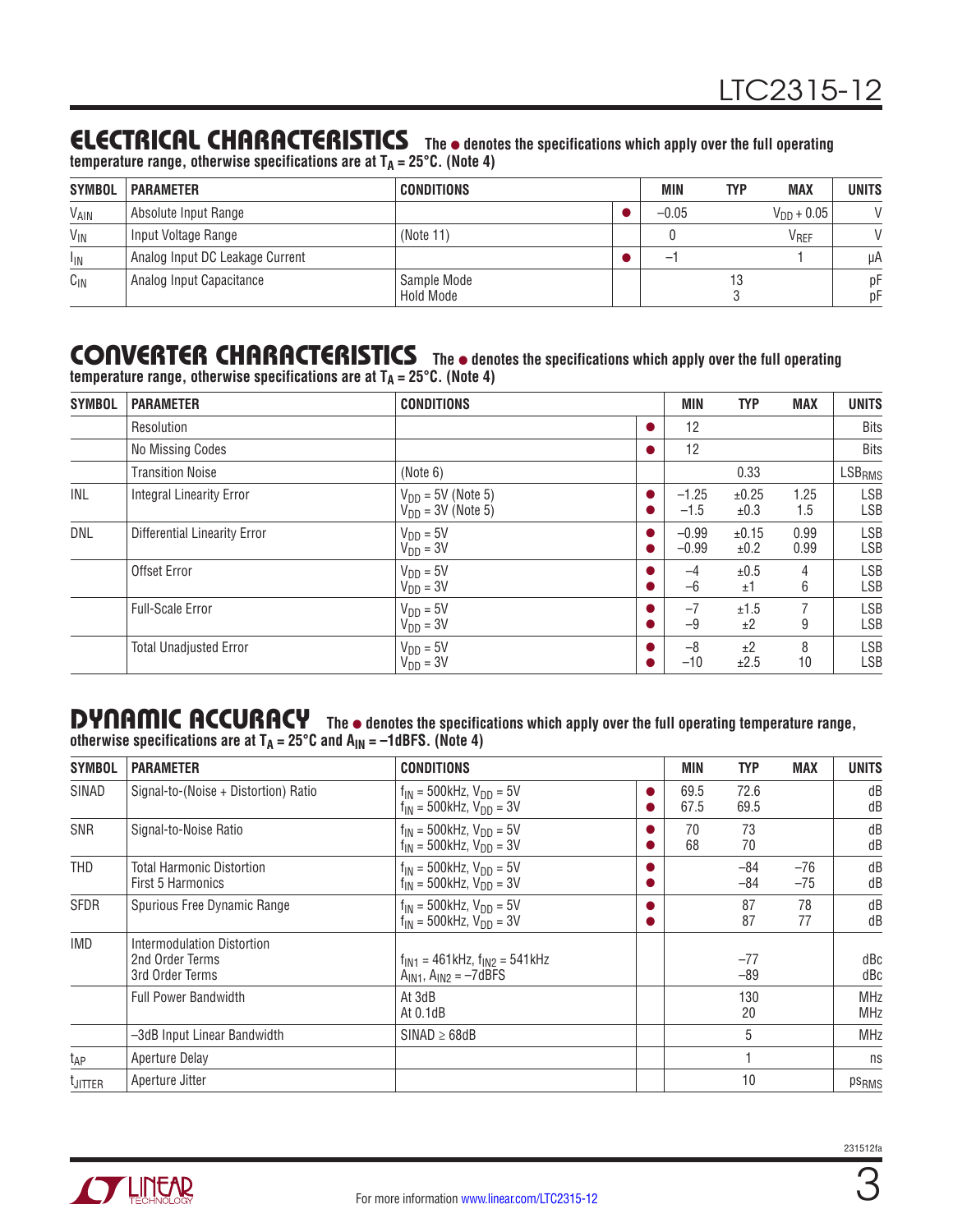## ELECTRICAL CHARACTERISTICS

**The ● denotes the specifications which apply over the full operating temperature range, otherwise specifications are at $T_A$ = 25°C. (Note 4)**

| SYMBOL | PARAMETER | CONDITIONS | | MIN | TYP | MAX | UNITS |
|---|---|---|---|---|---|---|---|
| $V_{AIN}$ | Absolute Input Range | | ● | –0.05 | | $V_{DD}$ + 0.05 | V |
| $V_{IN}$ | Input Voltage Range | (Note 11) | | 0 | | $V_{REF}$ | V |
| $I_{IN}$ | Analog Input DC Leakage Current | | ● | –1 | | 1 | µA |
| $C_{IN}$ | Analog Input Capacitance | Sample Mode<br>Hold Mode | | | 13<br>3 | | pF<br>pF |

## CONVERTER CHARACTERISTICS

**The ● denotes the specifications which apply over the full operating temperature range, otherwise specifications are at $T_A$ = 25°C. (Note 4)**

| SYMBOL | PARAMETER | CONDITIONS | | MIN | TYP | MAX | UNITS |
|---|---|---|---|---|---|---|---|
| | Resolution | | ● | 12 | | | Bits |
| | No Missing Codes | | ● | 12 | | | Bits |
| | Transition Noise | (Note 6) | | | 0.33 | | $LSB_{RMS}$ |
| INL | Integral Linearity Error | $V_{DD}$ = 5V (Note 5)<br>$V_{DD}$ = 3V (Note 5) | ●<br>● | –1.25<br>–1.5 | ±0.25<br>±0.3 | 1.25<br>1.5 | LSB<br>LSB |
| DNL | Differential Linearity Error | $V_{DD}$ = 5V<br>$V_{DD}$ = 3V | ●<br>● | –0.99<br>–0.99 | ±0.15<br>±0.2 | 0.99<br>0.99 | LSB<br>LSB |
| | Offset Error | $V_{DD}$ = 5V<br>$V_{DD}$ = 3V | ●<br>● | –4<br>–6 | ±0.5<br>±1 | 4<br>6 | LSB<br>LSB |
| | Full-Scale Error | $V_{DD}$ = 5V<br>$V_{DD}$ = 3V | ●<br>● | –7<br>–9 | ±1.5<br>±2 | 7<br>9 | LSB<br>LSB |
| | Total Unadjusted Error | $V_{DD}$ = 5V<br>$V_{DD}$ = 3V | ●<br>● | –8<br>–10 | ±2<br>±2.5 | 8<br>10 | LSB<br>LSB |

## DYNAMIC ACCURACY

**The ● denotes the specifications which apply over the full operating temperature range, otherwise specifications are at $T_A$ = 25°C and $A_{IN}$ = –1dBFS. (Note 4)**

| SYMBOL | PARAMETER | CONDITIONS | | MIN | TYP | MAX | UNITS |
|---|---|---|---|---|---|---|---|
| SINAD | Signal-to-(Noise + Distortion) Ratio | $f_{IN}$ = 500kHz, $V_{DD}$ = 5V<br>$f_{IN}$ = 500kHz, $V_{DD}$ = 3V | ●<br>● | 69.5<br>67.5 | 72.6<br>69.5 | | dB<br>dB |
| SNR | Signal-to-Noise Ratio | $f_{IN}$ = 500kHz, $V_{DD}$ = 5V<br>$f_{IN}$ = 500kHz, $V_{DD}$ = 3V | ●<br>● | 70<br>68 | 73<br>70 | | dB<br>dB |
| THD | Total Harmonic Distortion<br>First 5 Harmonics | $f_{IN}$ = 500kHz, $V_{DD}$ = 5V<br>$f_{IN}$ = 500kHz, $V_{DD}$ = 3V | ●<br>● | | –84<br>–84 | –76<br>–75 | dB<br>dB |
| SFDR | Spurious Free Dynamic Range | $f_{IN}$ = 500kHz, $V_{DD}$ = 5V<br>$f_{IN}$ = 500kHz, $V_{DD}$ = 3V | ●<br>● | | 87<br>87 | 78<br>77 | dB<br>dB |
| IMD | Intermodulation Distortion<br>2nd Order Terms<br>3rd Order Terms | $f_{IN1}$ = 461kHz, $f_{IN2}$ = 541kHz<br>$A_{IN1}$, $A_{IN2}$ = –7dBFS | | | –77<br>–89 | | dBc<br>dBc |
| | Full Power Bandwidth | At 3dB<br>At 0.1dB | | | 130<br>20 | | MHz<br>MHz |
| | –3dB Input Linear Bandwidth | SINAD ≥ 68dB | | | 5 | | MHz |
| $t_{AP}$ | Aperture Delay | | | | 1 | | ns |
| $t_{JITTER}$ | Aperture Jitter | | | | 10 | | $ps_{RMS}$ |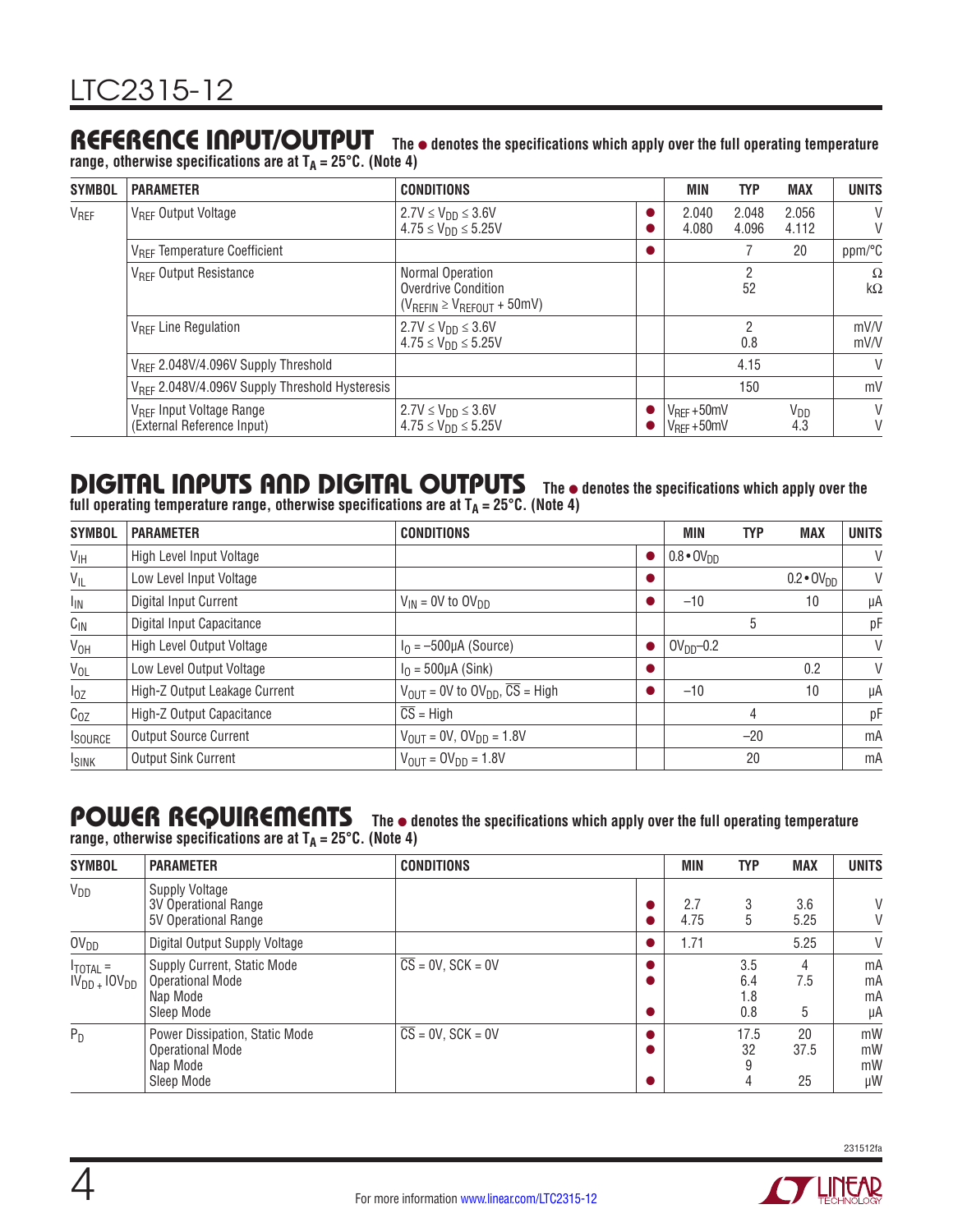## REFERENCE INPUT/OUTPUT

**The ● denotes the specifications which apply over the full operating temperature range, otherwise specifications are at $T_A$ = 25°C. (Note 4)**

| SYMBOL | PARAMETER | CONDITIONS | | MIN | TYP | MAX | UNITS |
|---|---|---|---|---|---|---|---|
| $V_{REF}$ | $V_{REF}$ Output Voltage | $2.7V \le V_{DD} \le 3.6V$<br>$4.75 \le V_{DD} \le 5.25V$ | ●<br>● | 2.040<br>4.080 | 2.048<br>4.096 | 2.056<br>4.112 | V<br>V |
| | $V_{REF}$ Temperature Coefficient | | ● | | 7 | 20 | ppm/°C |
| | $V_{REF}$ Output Resistance | Normal Operation<br>Overdrive Condition ($V_{REFIN} \ge V_{REFOUT}$ + 50mV) | | | 2<br>52 | | Ω<br>kΩ |
| | $V_{REF}$ Line Regulation | $2.7V \le V_{DD} \le 3.6V$<br>$4.75 \le V_{DD} \le 5.25V$ | | | 2<br>0.8 | | mV/V<br>mV/V |
| | $V_{REF}$ 2.048V/4.096V Supply Threshold | | | | 4.15 | | V |
| | $V_{REF}$ 2.048V/4.096V Supply Threshold Hysteresis | | | | 150 | | mV |
| | $V_{REF}$ Input Voltage Range (External Reference Input) | $2.7V \le V_{DD} \le 3.6V$<br>$4.75 \le V_{DD} \le 5.25V$ | ●<br>● | $V_{REF}$ +50mV<br>$V_{REF}$ +50mV | | $V_{DD}$<br>4.3 | V<br>V |

## DIGITAL INPUTS AND DIGITAL OUTPUTS

**The ● denotes the specifications which apply over the full operating temperature range, otherwise specifications are at $T_A$ = 25°C. (Note 4)**

| SYMBOL | PARAMETER | CONDITIONS | | MIN | TYP | MAX | UNITS |
|---|---|---|---|---|---|---|---|
| $V_{IH}$ | High Level Input Voltage | | ● | $0.8 \cdot OV_{DD}$ | | | V |
| $V_{IL}$ | Low Level Input Voltage | | ● | | | $0.2 \cdot OV_{DD}$ | V |
| $I_{IN}$ | Digital Input Current | $V_{IN}$ = 0V to $OV_{DD}$ | ● | –10 | | 10 | µA |
| $C_{IN}$ | Digital Input Capacitance | | | | 5 | | pF |
| $V_{OH}$ | High Level Output Voltage | $I_O$ = –500µA (Source) | ● | $OV_{DD}$–0.2 | | | V |
| $V_{OL}$ | Low Level Output Voltage | $I_O$ = 500µA (Sink) | ● | | | 0.2 | V |
| $I_{OZ}$ | High-Z Output Leakage Current | $V_{OUT}$ = 0V to $OV_{DD}$, $\overline{CS}$ = High | ● | –10 | | 10 | µA |
| $C_{OZ}$ | High-Z Output Capacitance | $\overline{CS}$ = High | | | 4 | | pF |
| $I_{SOURCE}$ | Output Source Current | $V_{OUT}$ = 0V, $OV_{DD}$ = 1.8V | | | –20 | | mA |
| $I_{SINK}$ | Output Sink Current | $V_{OUT}$ = $OV_{DD}$ = 1.8V | | | 20 | | mA |

## POWER REQUIREMENTS

**The ● denotes the specifications which apply over the full operating temperature range, otherwise specifications are at $T_A$ = 25°C. (Note 4)**

| SYMBOL | PARAMETER | CONDITIONS | | MIN | TYP | MAX | UNITS |
|---|---|---|---|---|---|---|---|
| $V_{DD}$ | Supply Voltage<br>3V Operational Range<br>5V Operational Range | | <br>●<br>● | <br>2.7<br>4.75 | <br>3<br>5 | <br>3.6<br>5.25 | <br>V<br>V |
| $OV_{DD}$ | Digital Output Supply Voltage | | ● | 1.71 | | 5.25 | V |
| $I_{TOTAL} = IV_{DD} + IOV_{DD}$ | Supply Current, Static Mode<br>Operational Mode<br>Nap Mode<br>Sleep Mode | $\overline{CS}$ = 0V, SCK = 0V | ●<br>●<br><br>● | | 3.5<br>6.4<br>1.8<br>0.8 | 4<br>7.5<br><br>5 | mA<br>mA<br>mA<br>µA |
| $P_D$ | Power Dissipation, Static Mode<br>Operational Mode<br>Nap Mode<br>Sleep Mode | $\overline{CS}$ = 0V, SCK = 0V | ●<br>●<br><br>● | | 17.5<br>32<br>9<br>4 | 20<br>37.5<br><br>25 | mW<br>mW<br>mW<br>µW |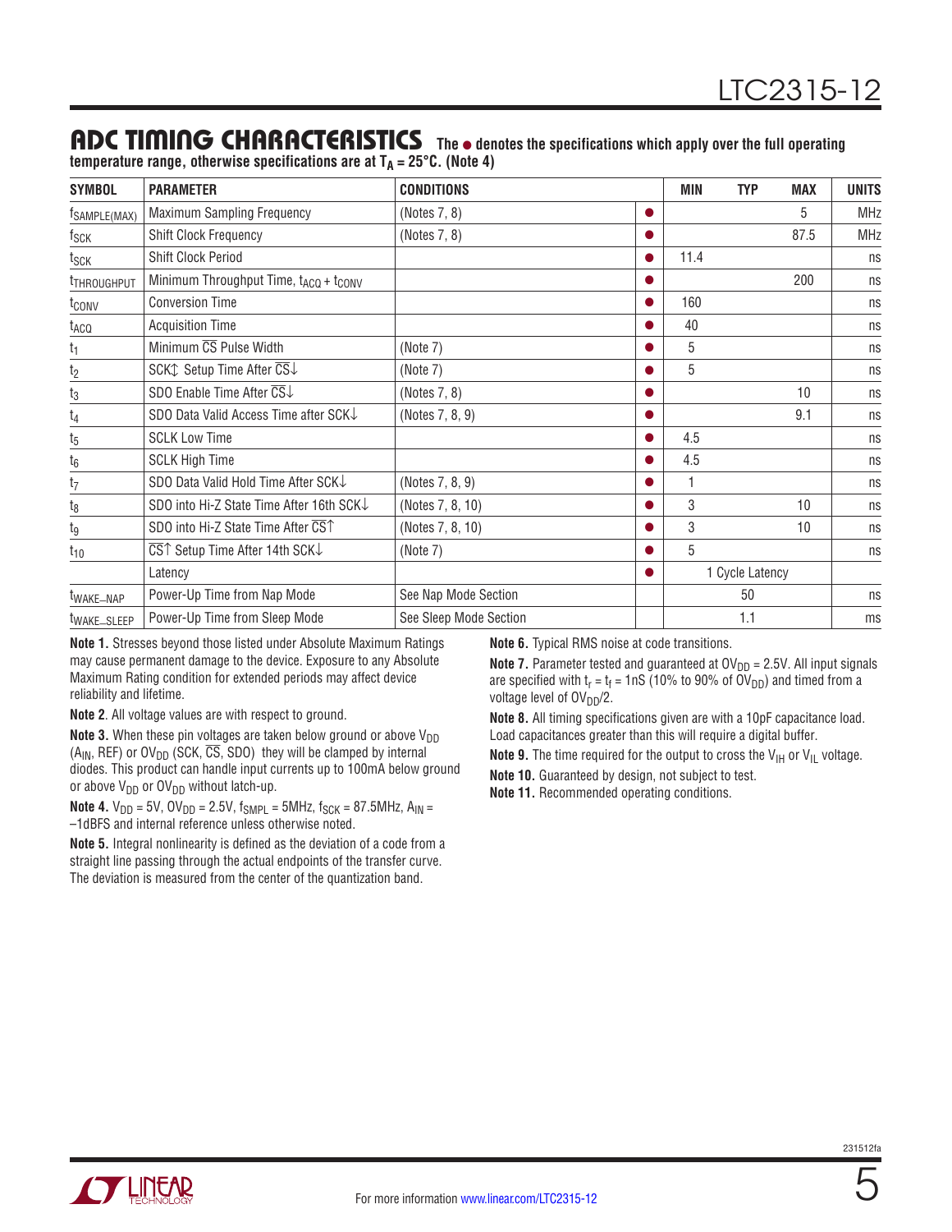## ADC TIMING CHARACTERISTICS

**The ● denotes the specifications which apply over the full operating temperature range, otherwise specifications are at $T_A$ = 25°C. (Note 4)**

| SYMBOL | PARAMETER | CONDITIONS | | MIN | TYP | MAX | UNITS |
|---|---|---|---|---|---|---|---|
| $f_{SAMPLE(MAX)}$ | Maximum Sampling Frequency | (Notes 7, 8) | ● | | | 5 | MHz |
| $f_{SCK}$ | Shift Clock Frequency | (Notes 7, 8) | ● | | | 87.5 | MHz |
| $t_{SCK}$ | Shift Clock Period | | ● | 11.4 | | | ns |
| $t_{THROUGHPUT}$ | Minimum Throughput Time, $t_{ACQ}$ + $t_{CONV}$ | | ● | | | 200 | ns |
| $t_{CONV}$ | Conversion Time | | ● | 160 | | | ns |
| $t_{ACQ}$ | Acquisition Time | | ● | 40 | | | ns |
| $t_1$ | Minimum $\overline{CS}$ Pulse Width | (Note 7) | ● | 5 | | | ns |
| $t_2$ | SCK↕ Setup Time After $\overline{CS}$↓ | (Note 7) | ● | 5 | | | ns |
| $t_3$ | SDO Enable Time After $\overline{CS}$↓ | (Notes 7, 8) | ● | | | 10 | ns |
| $t_4$ | SDO Data Valid Access Time after SCK↓ | (Notes 7, 8, 9) | ● | | | 9.1 | ns |
| $t_5$ | SCLK Low Time | | ● | 4.5 | | | ns |
| $t_6$ | SCLK High Time | | ● | 4.5 | | | ns |
| $t_7$ | SDO Data Valid Hold Time After SCK↓ | (Notes 7, 8, 9) | ● | 1 | | | ns |
| $t_8$ | SDO into Hi-Z State Time After 16th SCK↓ | (Notes 7, 8, 10) | ● | 3 | | 10 | ns |
| $t_9$ | SDO into Hi-Z State Time After $\overline{CS}$↑ | (Notes 7, 8, 10) | ● | 3 | | 10 | ns |
| $t_{10}$ | $\overline{CS}$↑ Setup Time After 14th SCK↓ | (Note 7) | ● | 5 | | | ns |
| | Latency | | ● | | 1 Cycle Latency | | |
| $t_{WAKE\_NAP}$ | Power-Up Time from Nap Mode | See Nap Mode Section | | | 50 | | ns |
| $t_{WAKE\_SLEEP}$ | Power-Up Time from Sleep Mode | See Sleep Mode Section | | | 1.1 | | ms |

**Note 1.** Stresses beyond those listed under Absolute Maximum Ratings may cause permanent damage to the device. Exposure to any Absolute Maximum Rating condition for extended periods may affect device reliability and lifetime.

**Note 2**. All voltage values are with respect to ground.

**Note 3.** When these pin voltages are taken below ground or above $V_{DD}$ ($A_{IN}$, REF) or $OV_{DD}$ (SCK, $\overline{CS}$, SDO) they will be clamped by internal diodes. This product can handle input currents up to 100mA below ground or above $V_{DD}$ or $OV_{DD}$ without latch-up.

**Note 4.** $V_{DD}$ = 5V, $OV_{DD}$ = 2.5V, $f_{SMPL}$ = 5MHz, $f_{SCK}$ = 87.5MHz, $A_{IN}$ = –1dBFS and internal reference unless otherwise noted.

**Note 5.** Integral nonlinearity is defined as the deviation of a code from a straight line passing through the actual endpoints of the transfer curve. The deviation is measured from the center of the quantization band.

**Note 6.** Typical RMS noise at code transitions.

**Note 7.** Parameter tested and guaranteed at $OV_{DD}$ = 2.5V. All input signals are specified with $t_r$ = $t_f$ = 1nS (10% to 90% of $OV_{DD}$) and timed from a voltage level of $OV_{DD}$/2.

**Note 8.** All timing specifications given are with a 10pF capacitance load. Load capacitances greater than this will require a digital buffer.

**Note 9.** The time required for the output to cross the $V_{IH}$ or $V_{IL}$ voltage.

**Note 10.** Guaranteed by design, not subject to test.

**Note 11.** Recommended operating conditions.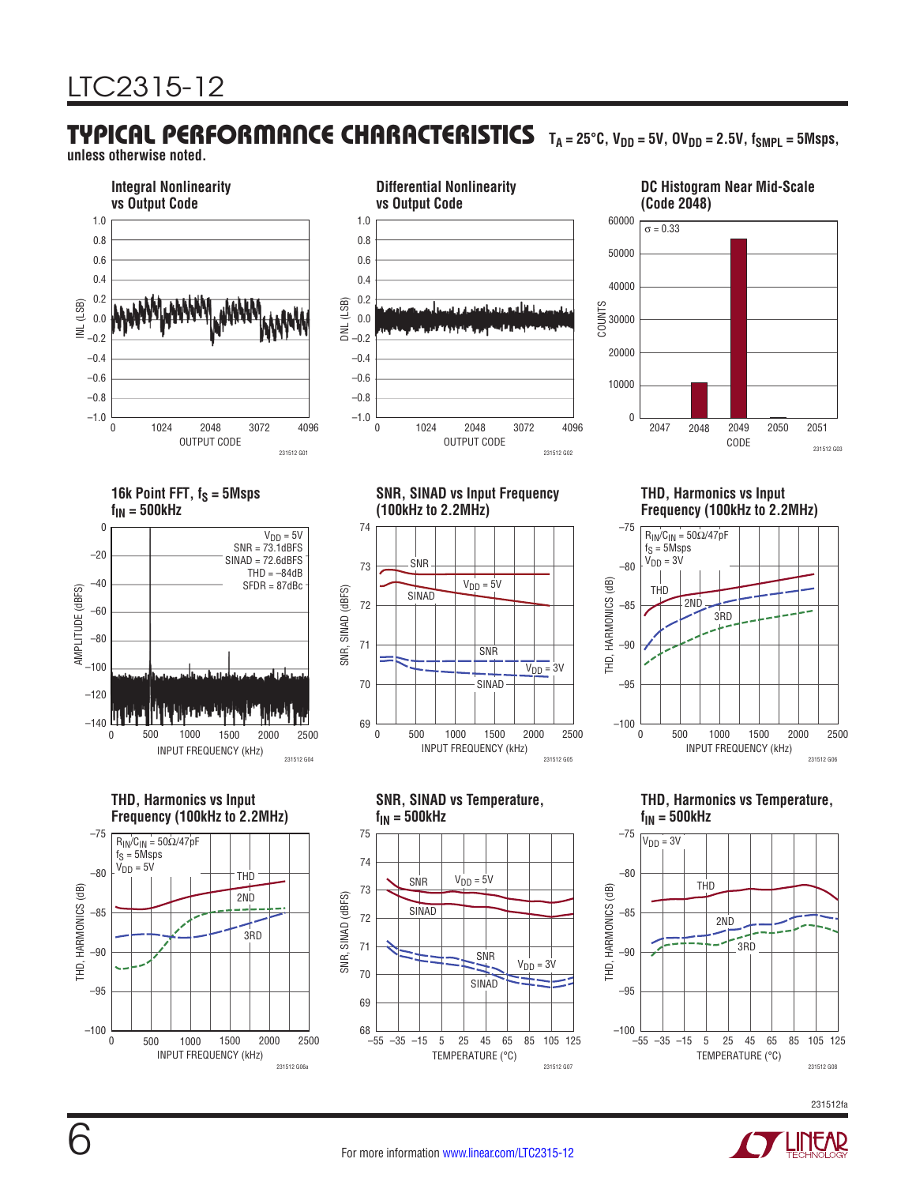## TYPICAL PERFORMANCE CHARACTERISTICS

$T_A = 25°C$, $V_{DD} = 5V$, $OV_{DD} = 2.5V$, $f_{SMPL} = 5Msps$, unless otherwise noted.

**Integral Nonlinearity vs Output Code**

231512 G01

**Differential Nonlinearity vs Output Code**

231512 G02

**DC Histogram Near Mid-Scale (Code 2048)**

σ = 0.33

231512 G03

**16k Point FFT, $f_S$ = 5Msps $f_{IN}$ = 500kHz**

$V_{DD}$ = 5V
SNR = 73.1dBFS
SINAD = 72.6dBFS
THD = –84dB
SFDR = 87dBc

231512 G04

**SNR, SINAD vs Input Frequency (100kHz to 2.2MHz)**

231512 G05

**THD, Harmonics vs Input Frequency (100kHz to 2.2MHz)**

$R_{IN}/C_{IN}$ = 50Ω/47pF
$f_S$ = 5Msps
$V_{DD}$ = 3V

231512 G06

**THD, Harmonics vs Input Frequency (100kHz to 2.2MHz)**

$R_{IN}/C_{IN}$ = 50Ω/47pF
$f_S$ = 5Msps
$V_{DD}$ = 5V

231512 G06a

**SNR, SINAD vs Temperature, $f_{IN}$ = 500kHz**

231512 G07

**THD, Harmonics vs Temperature, $f_{IN}$ = 500kHz**

$V_{DD}$ = 3V

231512 G08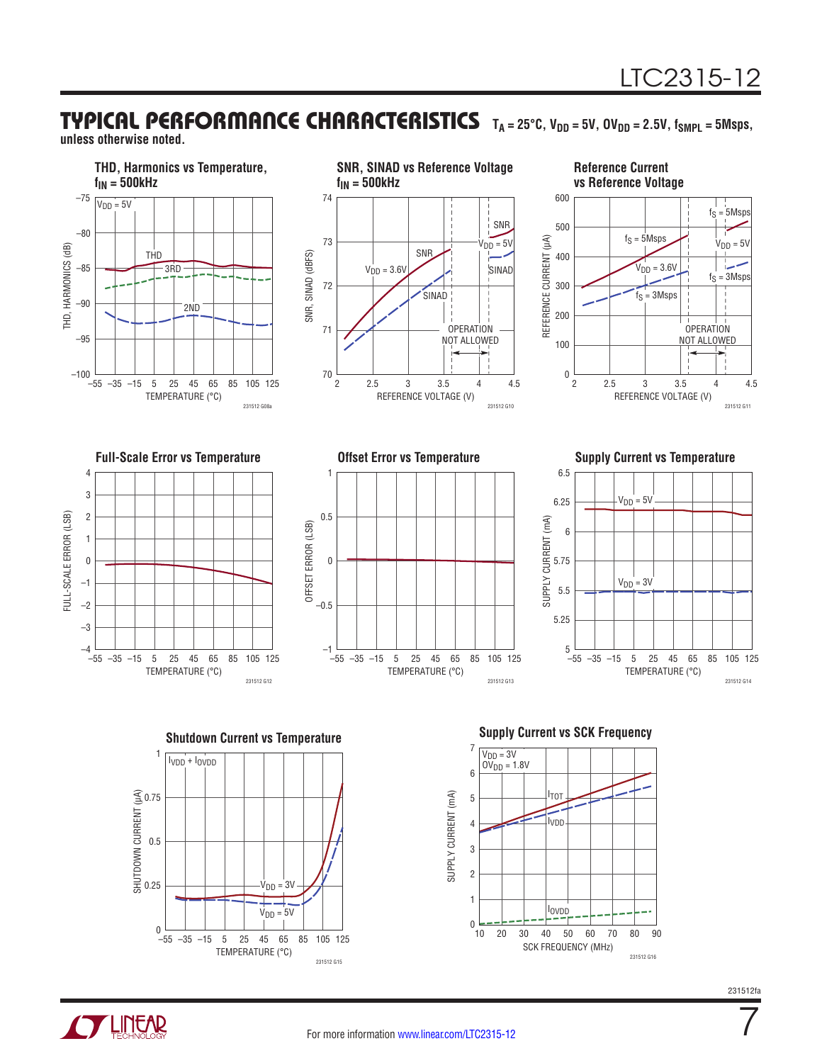## TYPICAL PERFORMANCE CHARACTERISTICS

$T_A = 25°C$, $V_{DD} = 5V$, $OV_{DD} = 2.5V$, $f_{SMPL} = 5Msps$, unless otherwise noted.

**THD, Harmonics vs Temperature, $f_{IN} = 500kHz$**

$V_{DD} = 5V$

THD, HARMONICS (dB) vs TEMPERATURE (°C); curves: THD, 3RD, 2ND

231512 G08a

**SNR, SINAD vs Reference Voltage $f_{IN} = 500kHz$**

SNR, SINAD (dBFS) vs REFERENCE VOLTAGE (V); curves: SNR, SINAD at $V_{DD} = 3.6V$ and $V_{DD} = 5V$; OPERATION NOT ALLOWED

231512 G10

**Reference Current vs Reference Voltage**

REFERENCE CURRENT (µA) vs REFERENCE VOLTAGE (V); curves: $f_S = 5Msps$, $f_S = 3Msps$ at $V_{DD} = 3.6V$ and $V_{DD} = 5V$; OPERATION NOT ALLOWED

231512 G11

**Full-Scale Error vs Temperature**

FULL-SCALE ERROR (LSB) vs TEMPERATURE (°C)

231512 G12

**Offset Error vs Temperature**

OFFSET ERROR (LSB) vs TEMPERATURE (°C)

231512 G13

**Supply Current vs Temperature**

SUPPLY CURRENT (mA) vs TEMPERATURE (°C); curves: $V_{DD} = 5V$, $V_{DD} = 3V$

231512 G14

**Shutdown Current vs Temperature**

$I_{VDD} + I_{OVDD}$

SHUTDOWN CURRENT (µA) vs TEMPERATURE (°C); curves: $V_{DD} = 3V$, $V_{DD} = 5V$

231512 G15

**Supply Current vs SCK Frequency**

$V_{DD} = 3V$
$OV_{DD} = 1.8V$

SUPPLY CURRENT (mA) vs SCK FREQUENCY (MHz); curves: $I_{TOT}$, $I_{VDD}$, $I_{OVDD}$

231512 G16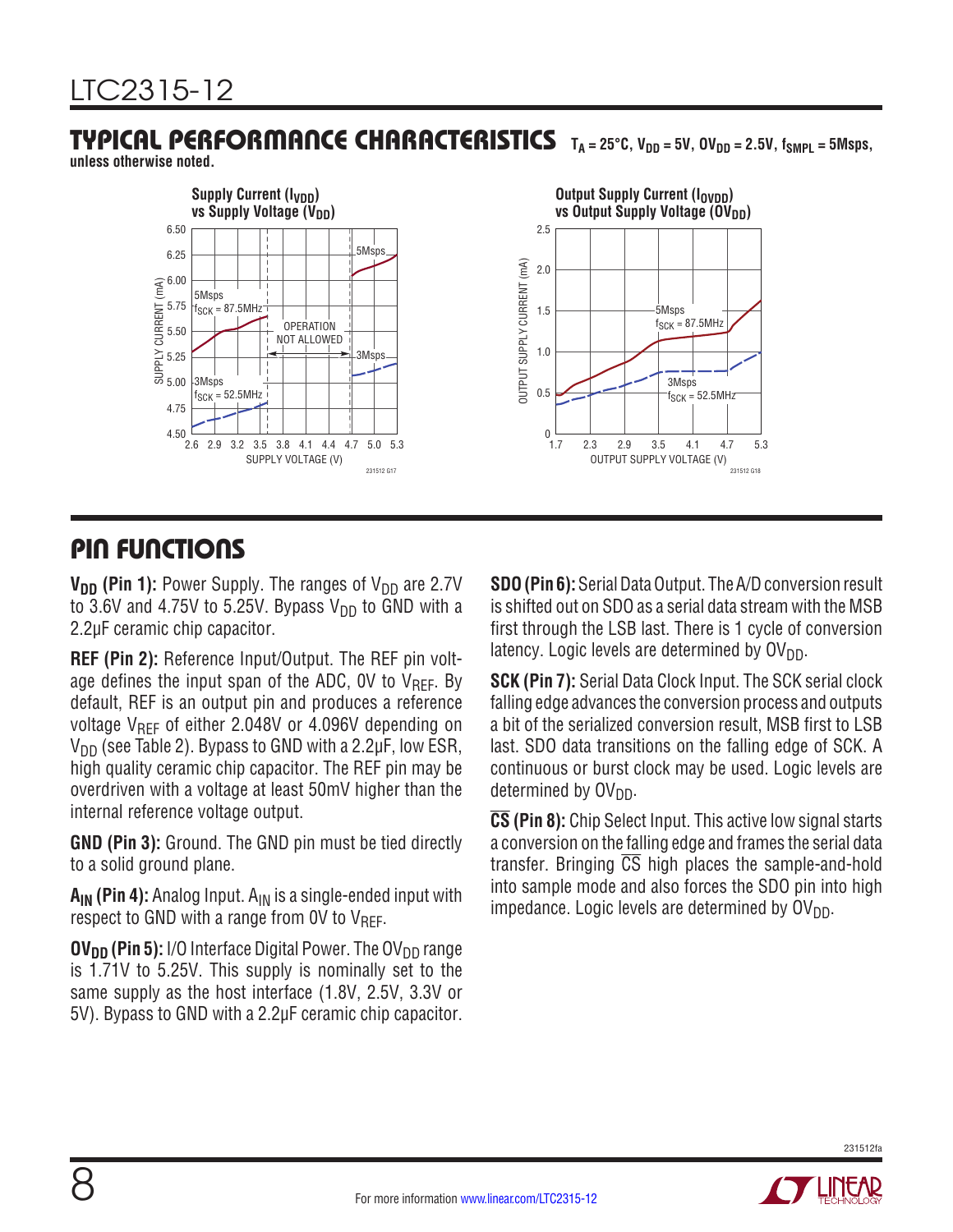## TYPICAL PERFORMANCE CHARACTERISTICS

$T_A = 25°C$, $V_{DD} = 5V$, $OV_{DD} = 2.5V$, $f_{SMPL} = 5Msps$, unless otherwise noted.

**Supply Current ($I_{VDD}$) vs Supply Voltage ($V_{DD}$)**

**Output Supply Current ($I_{OVDD}$) vs Output Supply Voltage ($OV_{DD}$)**

## PIN FUNCTIONS

**$V_{DD}$ (Pin 1):** Power Supply. The ranges of $V_{DD}$ are 2.7V to 3.6V and 4.75V to 5.25V. Bypass $V_{DD}$ to GND with a 2.2µF ceramic chip capacitor.

**REF (Pin 2):** Reference Input/Output. The REF pin voltage defines the input span of the ADC, 0V to $V_{REF}$. By default, REF is an output pin and produces a reference voltage $V_{REF}$ of either 2.048V or 4.096V depending on $V_{DD}$ (see Table 2). Bypass to GND with a 2.2µF, low ESR, high quality ceramic chip capacitor. The REF pin may be overdriven with a voltage at least 50mV higher than the internal reference voltage output.

**GND (Pin 3):** Ground. The GND pin must be tied directly to a solid ground plane.

**$A_{IN}$ (Pin 4):** Analog Input. $A_{IN}$ is a single-ended input with respect to GND with a range from 0V to $V_{REF}$.

**$OV_{DD}$ (Pin 5):** I/O Interface Digital Power. The $OV_{DD}$ range is 1.71V to 5.25V. This supply is nominally set to the same supply as the host interface (1.8V, 2.5V, 3.3V or 5V). Bypass to GND with a 2.2µF ceramic chip capacitor.

**SDO (Pin 6):** Serial Data Output. The A/D conversion result is shifted out on SDO as a serial data stream with the MSB first through the LSB last. There is 1 cycle of conversion latency. Logic levels are determined by $OV_{DD}$.

**SCK (Pin 7):** Serial Data Clock Input. The SCK serial clock falling edge advances the conversion process and outputs a bit of the serialized conversion result, MSB first to LSB last. SDO data transitions on the falling edge of SCK. A continuous or burst clock may be used. Logic levels are determined by $OV_{DD}$.

**$\overline{CS}$ (Pin 8):** Chip Select Input. This active low signal starts a conversion on the falling edge and frames the serial data transfer. Bringing $\overline{CS}$ high places the sample-and-hold into sample mode and also forces the SDO pin into high impedance. Logic levels are determined by $OV_{DD}$.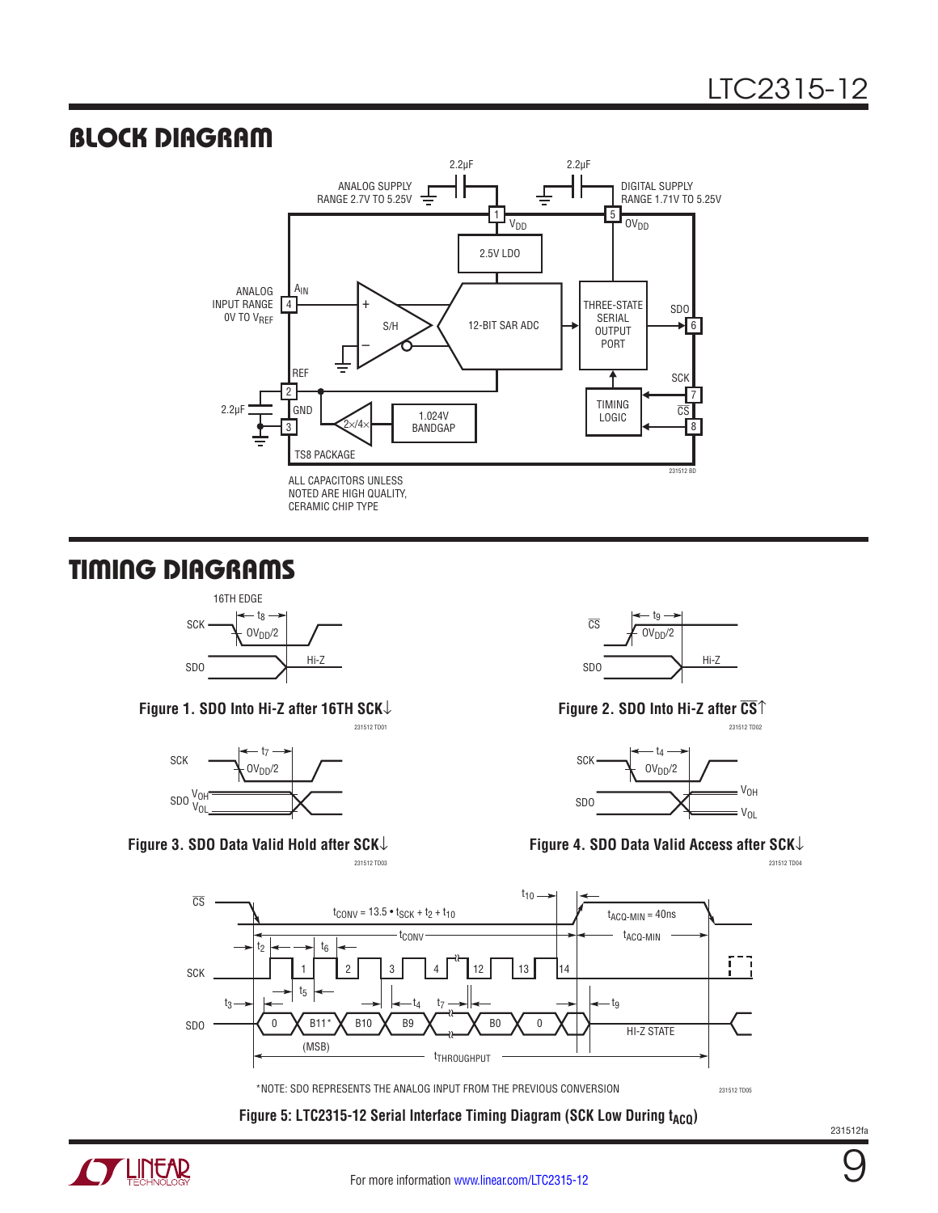## BLOCK DIAGRAM

ANALOG SUPPLY RANGE 2.7V TO 5.25V

DIGITAL SUPPLY RANGE 1.71V TO 5.25V

2.2µF

2.2µF

1 $V_{DD}$

5 $OV_{DD}$

2.5V LDO

ANALOG INPUT RANGE 0V TO $V_{REF}$

4 $A_{IN}$

S/H

12-BIT SAR ADC

THREE-STATE SERIAL OUTPUT PORT

SDO 6

SCK 7

TIMING LOGIC

$\overline{CS}$ 8

2 REF

3 GND

2.2µF

2×/4×

1.024V BANDGAP

TS8 PACKAGE

ALL CAPACITORS UNLESS NOTED ARE HIGH QUALITY, CERAMIC CHIP TYPE

## TIMING DIAGRAMS

**Figure 1. SDO Into Hi-Z after 16TH SCK↓**

**Figure 2. SDO Into Hi-Z after $\overline{CS}$↑**

**Figure 3. SDO Data Valid Hold after SCK↓**

**Figure 4. SDO Data Valid Access after SCK↓**

$t_{CONV} = 13.5 \cdot t_{SCK} + t_2 + t_{10}$

$t_{ACQ\text{-}MIN} = 40ns$

*NOTE: SDO REPRESENTS THE ANALOG INPUT FROM THE PREVIOUS CONVERSION

**Figure 5: LTC2315-12 Serial Interface Timing Diagram (SCK Low During $t_{ACQ}$)**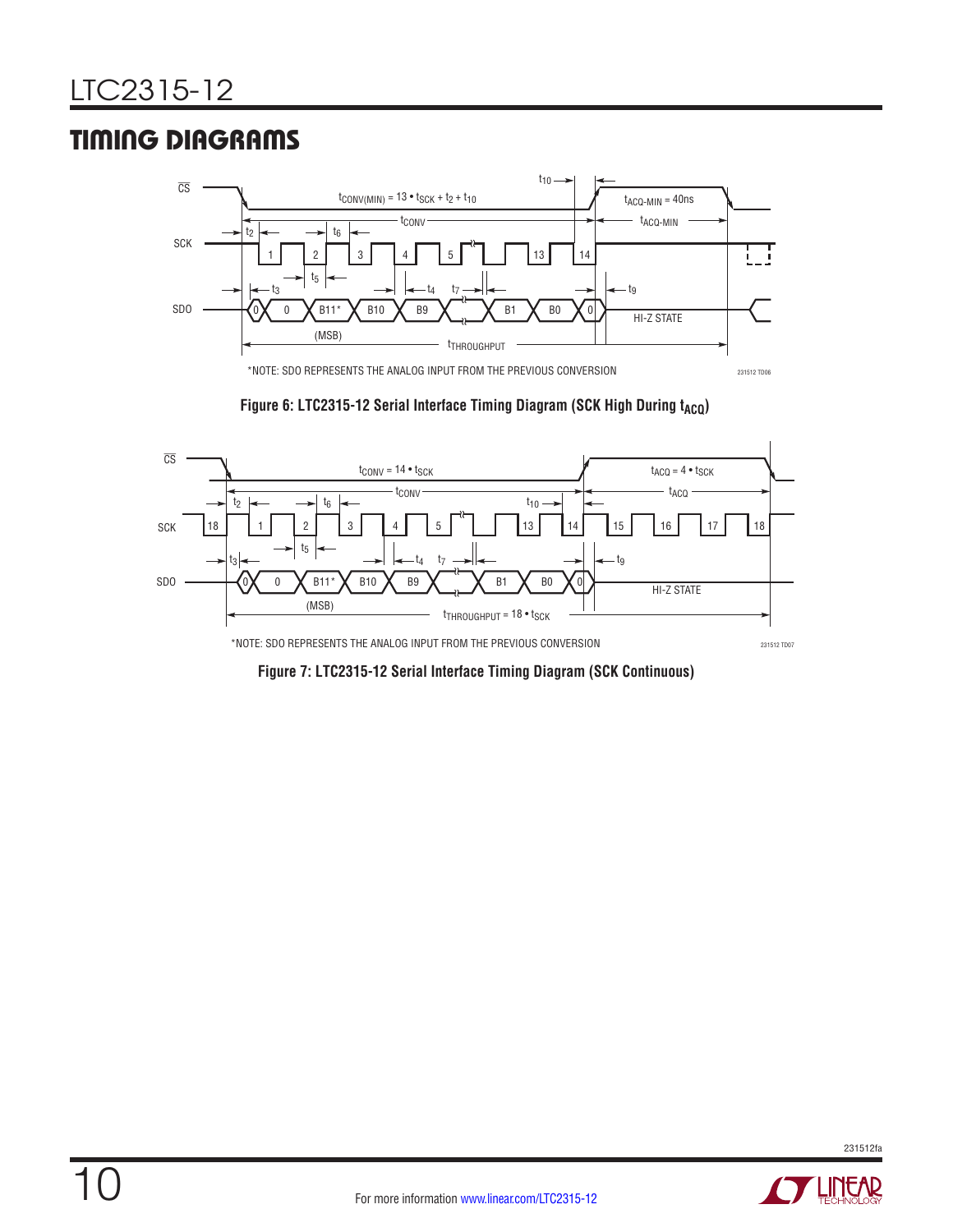## TIMING DIAGRAMS

*NOTE: SDO REPRESENTS THE ANALOG INPUT FROM THE PREVIOUS CONVERSION

**Figure 6: LTC2315-12 Serial Interface Timing Diagram (SCK High During $t_{ACQ}$)**

*NOTE: SDO REPRESENTS THE ANALOG INPUT FROM THE PREVIOUS CONVERSION

**Figure 7: LTC2315-12 Serial Interface Timing Diagram (SCK Continuous)**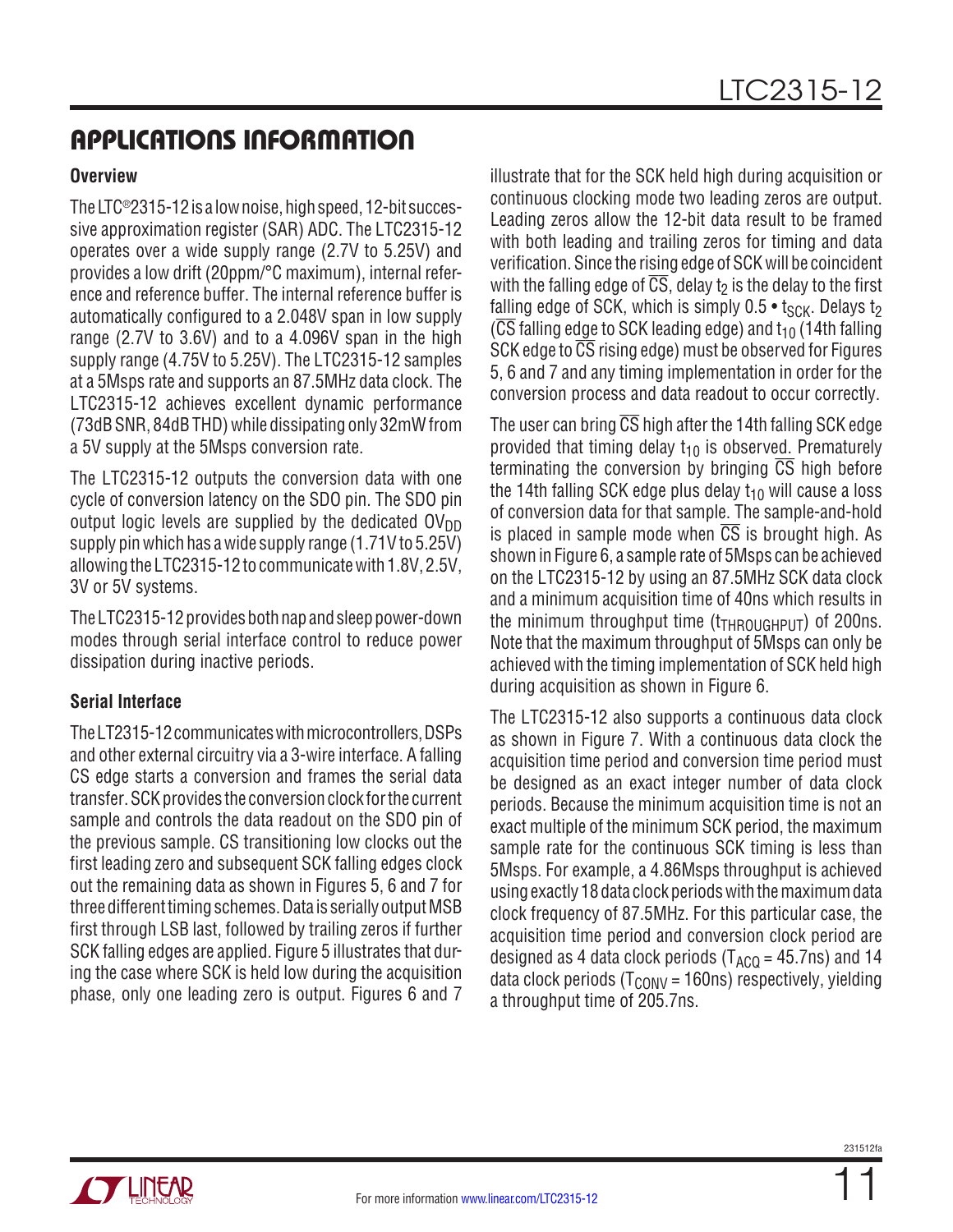# APPLICATIONS INFORMATION

### Overview

The LTC®2315-12 is a low noise, high speed, 12-bit successive approximation register (SAR) ADC. The LTC2315-12 operates over a wide supply range (2.7V to 5.25V) and provides a low drift (20ppm/°C maximum), internal reference and reference buffer. The internal reference buffer is automatically configured to a 2.048V span in low supply range (2.7V to 3.6V) and to a 4.096V span in the high supply range (4.75V to 5.25V). The LTC2315-12 samples at a 5Msps rate and supports an 87.5MHz data clock. The LTC2315-12 achieves excellent dynamic performance (73dB SNR, 84dB THD) while dissipating only 32mW from a 5V supply at the 5Msps conversion rate.

The LTC2315-12 outputs the conversion data with one cycle of conversion latency on the SDO pin. The SDO pin output logic levels are supplied by the dedicated $OV_{DD}$ supply pin which has a wide supply range (1.71V to 5.25V) allowing the LTC2315-12 to communicate with 1.8V, 2.5V, 3V or 5V systems.

The LTC2315-12 provides both nap and sleep power-down modes through serial interface control to reduce power dissipation during inactive periods.

### Serial Interface

The LT2315-12 communicates with microcontrollers, DSPs and other external circuitry via a 3-wire interface. A falling CS edge starts a conversion and frames the serial data transfer. SCK provides the conversion clock for the current sample and controls the data readout on the SDO pin of the previous sample. CS transitioning low clocks out the first leading zero and subsequent SCK falling edges clock out the remaining data as shown in Figures 5, 6 and 7 for three different timing schemes. Data is serially output MSB first through LSB last, followed by trailing zeros if further SCK falling edges are applied. Figure 5 illustrates that during the case where SCK is held low during the acquisition phase, only one leading zero is output. Figures 6 and 7 illustrate that for the SCK held high during acquisition or continuous clocking mode two leading zeros are output. Leading zeros allow the 12-bit data result to be framed with both leading and trailing zeros for timing and data verification. Since the rising edge of SCK will be coincident with the falling edge of $\overline{CS}$, delay $t_2$ is the delay to the first falling edge of SCK, which is simply $0.5 \bullet t_{SCK}$. Delays $t_2$ ($\overline{CS}$ falling edge to SCK leading edge) and $t_{10}$ (14th falling SCK edge to $\overline{CS}$ rising edge) must be observed for Figures 5, 6 and 7 and any timing implementation in order for the conversion process and data readout to occur correctly.

The user can bring $\overline{CS}$ high after the 14th falling SCK edge provided that timing delay $t_{10}$ is observed. Prematurely terminating the conversion by bringing $\overline{CS}$ high before the 14th falling SCK edge plus delay $t_{10}$ will cause a loss of conversion data for that sample. The sample-and-hold is placed in sample mode when $\overline{CS}$ is brought high. As shown in Figure 6, a sample rate of 5Msps can be achieved on the LTC2315-12 by using an 87.5MHz SCK data clock and a minimum acquisition time of 40ns which results in the minimum throughput time ($t_{THROUGHPUT}$) of 200ns. Note that the maximum throughput of 5Msps can only be achieved with the timing implementation of SCK held high during acquisition as shown in Figure 6.

The LTC2315-12 also supports a continuous data clock as shown in Figure 7. With a continuous data clock the acquisition time period and conversion time period must be designed as an exact integer number of data clock periods. Because the minimum acquisition time is not an exact multiple of the minimum SCK period, the maximum sample rate for the continuous SCK timing is less than 5Msps. For example, a 4.86Msps throughput is achieved using exactly 18 data clock periods with the maximum data clock frequency of 87.5MHz. For this particular case, the acquisition time period and conversion clock period are designed as 4 data clock periods ($T_{ACQ}$ = 45.7ns) and 14 data clock periods ($T_{CONV}$ = 160ns) respectively, yielding a throughput time of 205.7ns.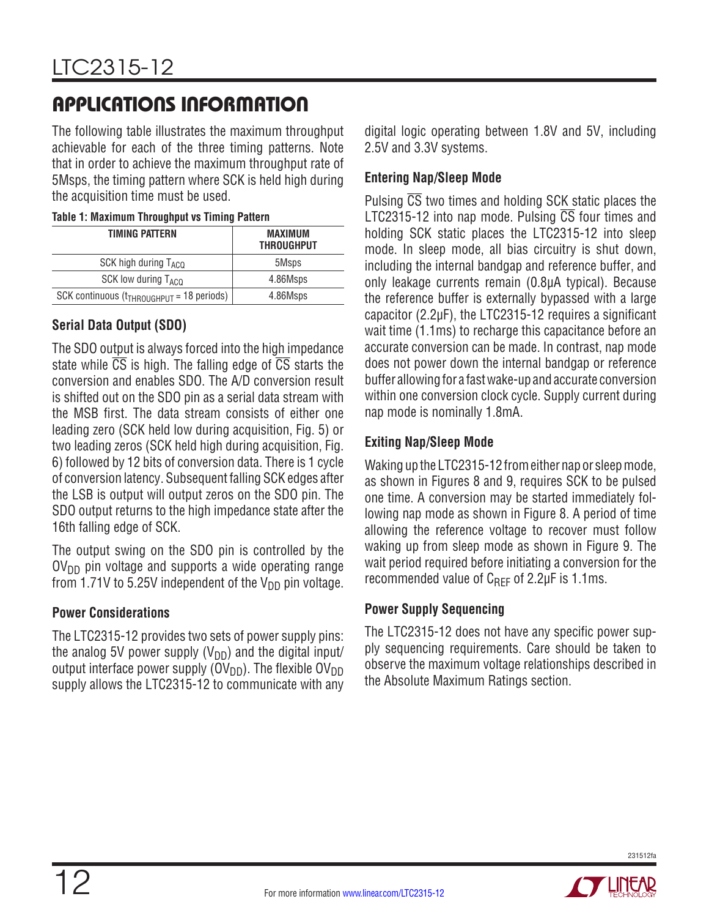## APPLICATIONS INFORMATION

The following table illustrates the maximum throughput achievable for each of the three timing patterns. Note that in order to achieve the maximum throughput rate of 5Msps, the timing pattern where SCK is held high during the acquisition time must be used.

**Table 1: Maximum Throughput vs Timing Pattern**

| TIMING PATTERN | MAXIMUM THROUGHPUT |
|---|---|
| SCK high during $T_{ACQ}$ | 5Msps |
| SCK low during $T_{ACQ}$ | 4.86Msps |
| SCK continuous ($t_{THROUGHPUT}$ = 18 periods) | 4.86Msps |

### Serial Data Output (SDO)

The SDO output is always forced into the high impedance state while $\overline{CS}$ is high. The falling edge of $\overline{CS}$ starts the conversion and enables SDO. The A/D conversion result is shifted out on the SDO pin as a serial data stream with the MSB first. The data stream consists of either one leading zero (SCK held low during acquisition, Fig. 5) or two leading zeros (SCK held high during acquisition, Fig. 6) followed by 12 bits of conversion data. There is 1 cycle of conversion latency. Subsequent falling SCK edges after the LSB is output will output zeros on the SDO pin. The SDO output returns to the high impedance state after the 16th falling edge of SCK.

The output swing on the SDO pin is controlled by the $OV_{DD}$ pin voltage and supports a wide operating range from 1.71V to 5.25V independent of the $V_{DD}$ pin voltage.

### Power Considerations

The LTC2315-12 provides two sets of power supply pins: the analog 5V power supply ($V_{DD}$) and the digital input/output interface power supply ($OV_{DD}$). The flexible $OV_{DD}$ supply allows the LTC2315-12 to communicate with any digital logic operating between 1.8V and 5V, including 2.5V and 3.3V systems.

### Entering Nap/Sleep Mode

Pulsing $\overline{CS}$ two times and holding SCK static places the LTC2315-12 into nap mode. Pulsing $\overline{CS}$ four times and holding SCK static places the LTC2315-12 into sleep mode. In sleep mode, all bias circuitry is shut down, including the internal bandgap and reference buffer, and only leakage currents remain (0.8µA typical). Because the reference buffer is externally bypassed with a large capacitor (2.2µF), the LTC2315-12 requires a significant wait time (1.1ms) to recharge this capacitance before an accurate conversion can be made. In contrast, nap mode does not power down the internal bandgap or reference buffer allowing for a fast wake-up and accurate conversion within one conversion clock cycle. Supply current during nap mode is nominally 1.8mA.

### Exiting Nap/Sleep Mode

Waking up the LTC2315-12 from either nap or sleep mode, as shown in Figures 8 and 9, requires SCK to be pulsed one time. A conversion may be started immediately following nap mode as shown in Figure 8. A period of time allowing the reference voltage to recover must follow waking up from sleep mode as shown in Figure 9. The wait period required before initiating a conversion for the recommended value of $C_{REF}$ of 2.2µF is 1.1ms.

### Power Supply Sequencing

The LTC2315-12 does not have any specific power supply sequencing requirements. Care should be taken to observe the maximum voltage relationships described in the Absolute Maximum Ratings section.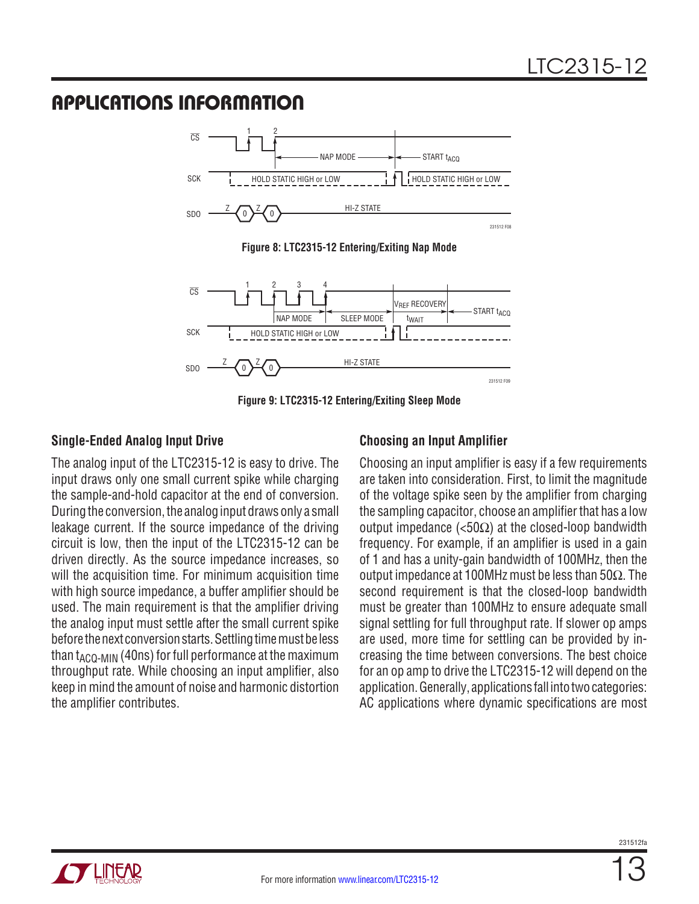## APPLICATIONS INFORMATION

Figure 8: LTC2315-12 Entering/Exiting Nap Mode

Figure 9: LTC2315-12 Entering/Exiting Sleep Mode

### Single-Ended Analog Input Drive

The analog input of the LTC2315-12 is easy to drive. The input draws only one small current spike while charging the sample-and-hold capacitor at the end of conversion. During the conversion, the analog input draws only a small leakage current. If the source impedance of the driving circuit is low, then the input of the LTC2315-12 can be driven directly. As the source impedance increases, so will the acquisition time. For minimum acquisition time with high source impedance, a buffer amplifier should be used. The main requirement is that the amplifier driving the analog input must settle after the small current spike before the next conversion starts. Settling time must be less than $t_{ACQ\text{-}MIN}$ (40ns) for full performance at the maximum throughput rate. While choosing an input amplifier, also keep in mind the amount of noise and harmonic distortion the amplifier contributes.

### Choosing an Input Amplifier

Choosing an input amplifier is easy if a few requirements are taken into consideration. First, to limit the magnitude of the voltage spike seen by the amplifier from charging the sampling capacitor, choose an amplifier that has a low output impedance (<50Ω) at the closed-loop bandwidth frequency. For example, if an amplifier is used in a gain of 1 and has a unity-gain bandwidth of 100MHz, then the output impedance at 100MHz must be less than 50Ω. The second requirement is that the closed-loop bandwidth must be greater than 100MHz to ensure adequate small signal settling for full throughput rate. If slower op amps are used, more time for settling can be provided by increasing the time between conversions. The best choice for an op amp to drive the LTC2315-12 will depend on the application. Generally, applications fall into two categories: AC applications where dynamic specifications are most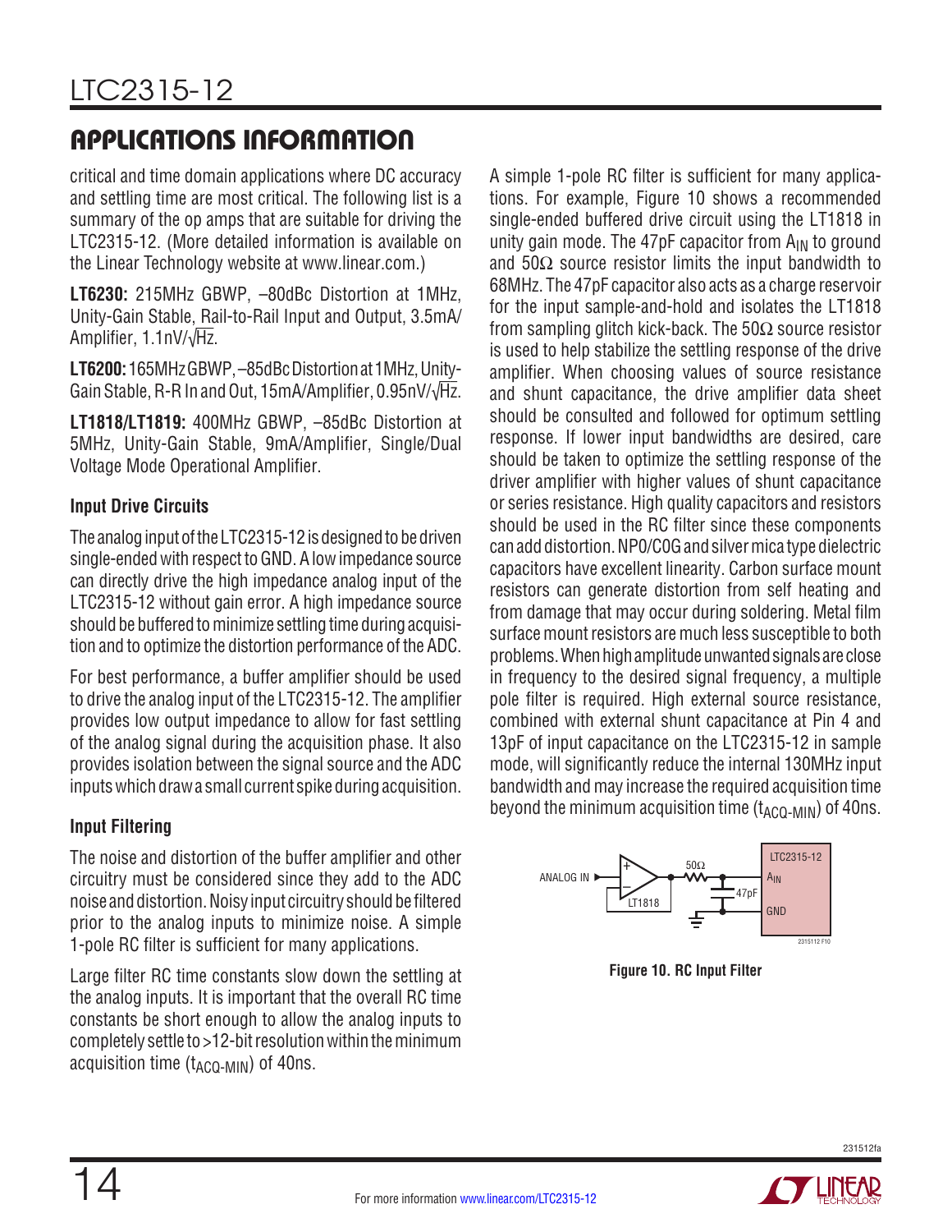## APPLICATIONS INFORMATION

critical and time domain applications where DC accuracy and settling time are most critical. The following list is a summary of the op amps that are suitable for driving the LTC2315-12. (More detailed information is available on the Linear Technology website at www.linear.com.)

**LT6230:** 215MHz GBWP, –80dBc Distortion at 1MHz, Unity-Gain Stable, Rail-to-Rail Input and Output, 3.5mA/Amplifier, 1.1nV/√Hz.

**LT6200:** 165MHz GBWP, –85dBc Distortion at 1MHz, Unity-Gain Stable, R-R In and Out, 15mA/Amplifier, 0.95nV/√Hz.

**LT1818/LT1819:** 400MHz GBWP, –85dBc Distortion at 5MHz, Unity-Gain Stable, 9mA/Amplifier, Single/Dual Voltage Mode Operational Amplifier.

### Input Drive Circuits

The analog input of the LTC2315-12 is designed to be driven single-ended with respect to GND. A low impedance source can directly drive the high impedance analog input of the LTC2315-12 without gain error. A high impedance source should be buffered to minimize settling time during acquisition and to optimize the distortion performance of the ADC.

For best performance, a buffer amplifier should be used to drive the analog input of the LTC2315-12. The amplifier provides low output impedance to allow for fast settling of the analog signal during the acquisition phase. It also provides isolation between the signal source and the ADC inputs which draw a small current spike during acquisition.

### Input Filtering

The noise and distortion of the buffer amplifier and other circuitry must be considered since they add to the ADC noise and distortion. Noisy input circuitry should be filtered prior to the analog inputs to minimize noise. A simple 1-pole RC filter is sufficient for many applications.

Large filter RC time constants slow down the settling at the analog inputs. It is important that the overall RC time constants be short enough to allow the analog inputs to completely settle to >12-bit resolution within the minimum acquisition time ($t_{ACQ-MIN}$) of 40ns.

A simple 1-pole RC filter is sufficient for many applications. For example, Figure 10 shows a recommended single-ended buffered drive circuit using the LT1818 in unity gain mode. The 47pF capacitor from $A_{IN}$ to ground and 50Ω source resistor limits the input bandwidth to 68MHz. The 47pF capacitor also acts as a charge reservoir for the input sample-and-hold and isolates the LT1818 from sampling glitch kick-back. The 50Ω source resistor is used to help stabilize the settling response of the drive amplifier. When choosing values of source resistance and shunt capacitance, the drive amplifier data sheet should be consulted and followed for optimum settling response. If lower input bandwidths are desired, care should be taken to optimize the settling response of the driver amplifier with higher values of shunt capacitance or series resistance. High quality capacitors and resistors should be used in the RC filter since these components can add distortion. NP0/C0G and silver mica type dielectric capacitors have excellent linearity. Carbon surface mount resistors can generate distortion from self heating and from damage that may occur during soldering. Metal film surface mount resistors are much less susceptible to both problems. When high amplitude unwanted signals are close in frequency to the desired signal frequency, a multiple pole filter is required. High external source resistance, combined with external shunt capacitance at Pin 4 and 13pF of input capacitance on the LTC2315-12 in sample mode, will significantly reduce the internal 130MHz input bandwidth and may increase the required acquisition time beyond the minimum acquisition time ($t_{ACQ-MIN}$) of 40ns.

**Figure 10. RC Input Filter**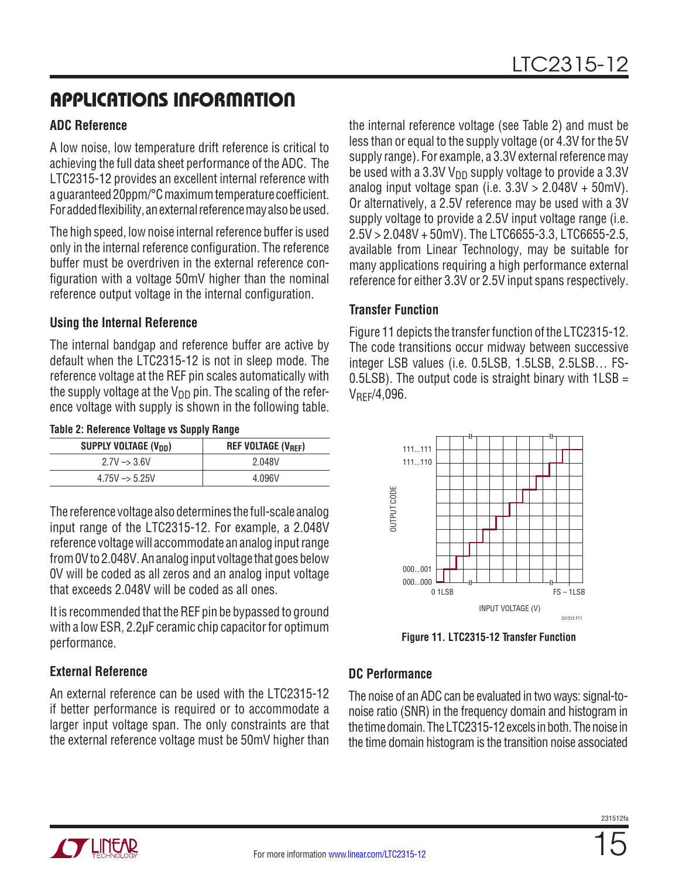## APPLICATIONS INFORMATION

### ADC Reference

A low noise, low temperature drift reference is critical to achieving the full data sheet performance of the ADC. The LTC2315-12 provides an excellent internal reference with a guaranteed 20ppm/°C maximum temperature coefficient. For added flexibility, an external reference may also be used.

The high speed, low noise internal reference buffer is used only in the internal reference configuration. The reference buffer must be overdriven in the external reference configuration with a voltage 50mV higher than the nominal reference output voltage in the internal configuration.

### Using the Internal Reference

The internal bandgap and reference buffer are active by default when the LTC2315-12 is not in sleep mode. The reference voltage at the REF pin scales automatically with the supply voltage at the $V_{DD}$ pin. The scaling of the reference voltage with supply is shown in the following table.

**Table 2: Reference Voltage vs Supply Range**

| SUPPLY VOLTAGE ($V_{DD}$) | REF VOLTAGE ($V_{REF}$) |
|---|---|
| 2.7V –> 3.6V | 2.048V |
| 4.75V –> 5.25V | 4.096V |

The reference voltage also determines the full-scale analog input range of the LTC2315-12. For example, a 2.048V reference voltage will accommodate an analog input range from 0V to 2.048V. An analog input voltage that goes below 0V will be coded as all zeros and an analog input voltage that exceeds 2.048V will be coded as all ones.

It is recommended that the REF pin be bypassed to ground with a low ESR, 2.2µF ceramic chip capacitor for optimum performance.

### External Reference

An external reference can be used with the LTC2315-12 if better performance is required or to accommodate a larger input voltage span. The only constraints are that the external reference voltage must be 50mV higher than the internal reference voltage (see Table 2) and must be less than or equal to the supply voltage (or 4.3V for the 5V supply range). For example, a 3.3V external reference may be used with a 3.3V $V_{DD}$ supply voltage to provide a 3.3V analog input voltage span (i.e. 3.3V > 2.048V + 50mV). Or alternatively, a 2.5V reference may be used with a 3V supply voltage to provide a 2.5V input voltage range (i.e. 2.5V > 2.048V + 50mV). The LTC6655-3.3, LTC6655-2.5, available from Linear Technology, may be suitable for many applications requiring a high performance external reference for either 3.3V or 2.5V input spans respectively.

### Transfer Function

Figure 11 depicts the transfer function of the LTC2315-12. The code transitions occur midway between successive integer LSB values (i.e. 0.5LSB, 1.5LSB, 2.5LSB… FS-0.5LSB). The output code is straight binary with 1LSB = $V_{REF}$/4,096.

**Figure 11. LTC2315-12 Transfer Function**

### DC Performance

The noise of an ADC can be evaluated in two ways: signal-to-noise ratio (SNR) in the frequency domain and histogram in the time domain. The LTC2315-12 excels in both. The noise in the time domain histogram is the transition noise associated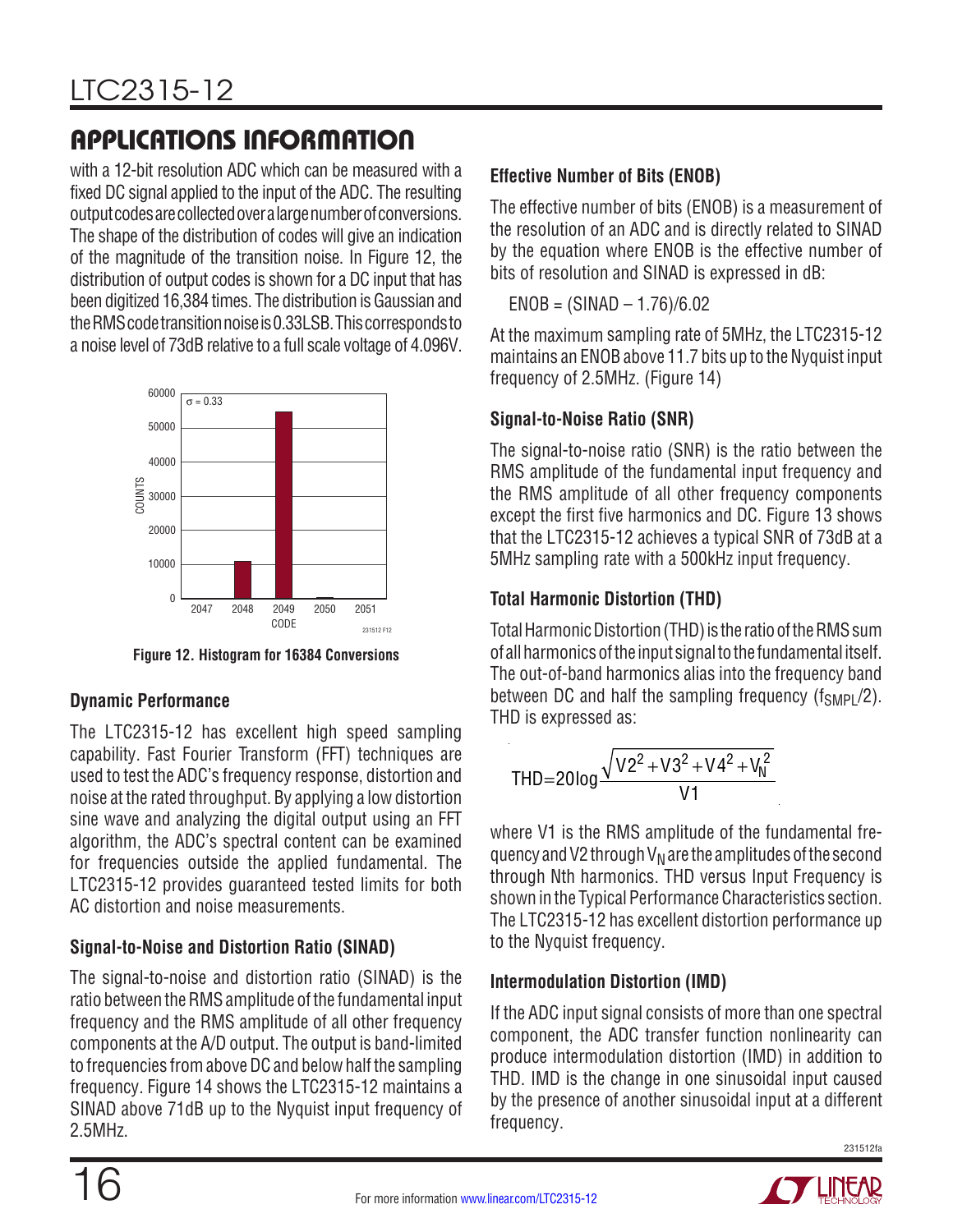## APPLICATIONS INFORMATION

with a 12-bit resolution ADC which can be measured with a fixed DC signal applied to the input of the ADC. The resulting output codes are collected over a large number of conversions. The shape of the distribution of codes will give an indication of the magnitude of the transition noise. In Figure 12, the distribution of output codes is shown for a DC input that has been digitized 16,384 times. The distribution is Gaussian and the RMS code transition noise is 0.33LSB. This corresponds to a noise level of 73dB relative to a full scale voltage of 4.096V.

**Figure 12. Histogram for 16384 Conversions**

### Dynamic Performance

The LTC2315-12 has excellent high speed sampling capability. Fast Fourier Transform (FFT) techniques are used to test the ADC's frequency response, distortion and noise at the rated throughput. By applying a low distortion sine wave and analyzing the digital output using an FFT algorithm, the ADC's spectral content can be examined for frequencies outside the applied fundamental. The LTC2315-12 provides guaranteed tested limits for both AC distortion and noise measurements.

### Signal-to-Noise and Distortion Ratio (SINAD)

The signal-to-noise and distortion ratio (SINAD) is the ratio between the RMS amplitude of the fundamental input frequency and the RMS amplitude of all other frequency components at the A/D output. The output is band-limited to frequencies from above DC and below half the sampling frequency. Figure 14 shows the LTC2315-12 maintains a SINAD above 71dB up to the Nyquist input frequency of 2.5MHz.

### Effective Number of Bits (ENOB)

The effective number of bits (ENOB) is a measurement of the resolution of an ADC and is directly related to SINAD by the equation where ENOB is the effective number of bits of resolution and SINAD is expressed in dB:

$$ENOB = (SINAD - 1.76)/6.02$$

At the maximum sampling rate of 5MHz, the LTC2315-12 maintains an ENOB above 11.7 bits up to the Nyquist input frequency of 2.5MHz. (Figure 14)

### Signal-to-Noise Ratio (SNR)

The signal-to-noise ratio (SNR) is the ratio between the RMS amplitude of the fundamental input frequency and the RMS amplitude of all other frequency components except the first five harmonics and DC. Figure 13 shows that the LTC2315-12 achieves a typical SNR of 73dB at a 5MHz sampling rate with a 500kHz input frequency.

### Total Harmonic Distortion (THD)

Total Harmonic Distortion (THD) is the ratio of the RMS sum of all harmonics of the input signal to the fundamental itself. The out-of-band harmonics alias into the frequency band between DC and half the sampling frequency ($f_{SMPL}/2$). THD is expressed as:

$$THD = 20\log\frac{\sqrt{V2^2 + V3^2 + V4^2 + V_N^2}}{V1}$$

where V1 is the RMS amplitude of the fundamental frequency and V2 through $V_N$ are the amplitudes of the second through Nth harmonics. THD versus Input Frequency is shown in the Typical Performance Characteristics section. The LTC2315-12 has excellent distortion performance up to the Nyquist frequency.

### Intermodulation Distortion (IMD)

If the ADC input signal consists of more than one spectral component, the ADC transfer function nonlinearity can produce intermodulation distortion (IMD) in addition to THD. IMD is the change in one sinusoidal input caused by the presence of another sinusoidal input at a different frequency.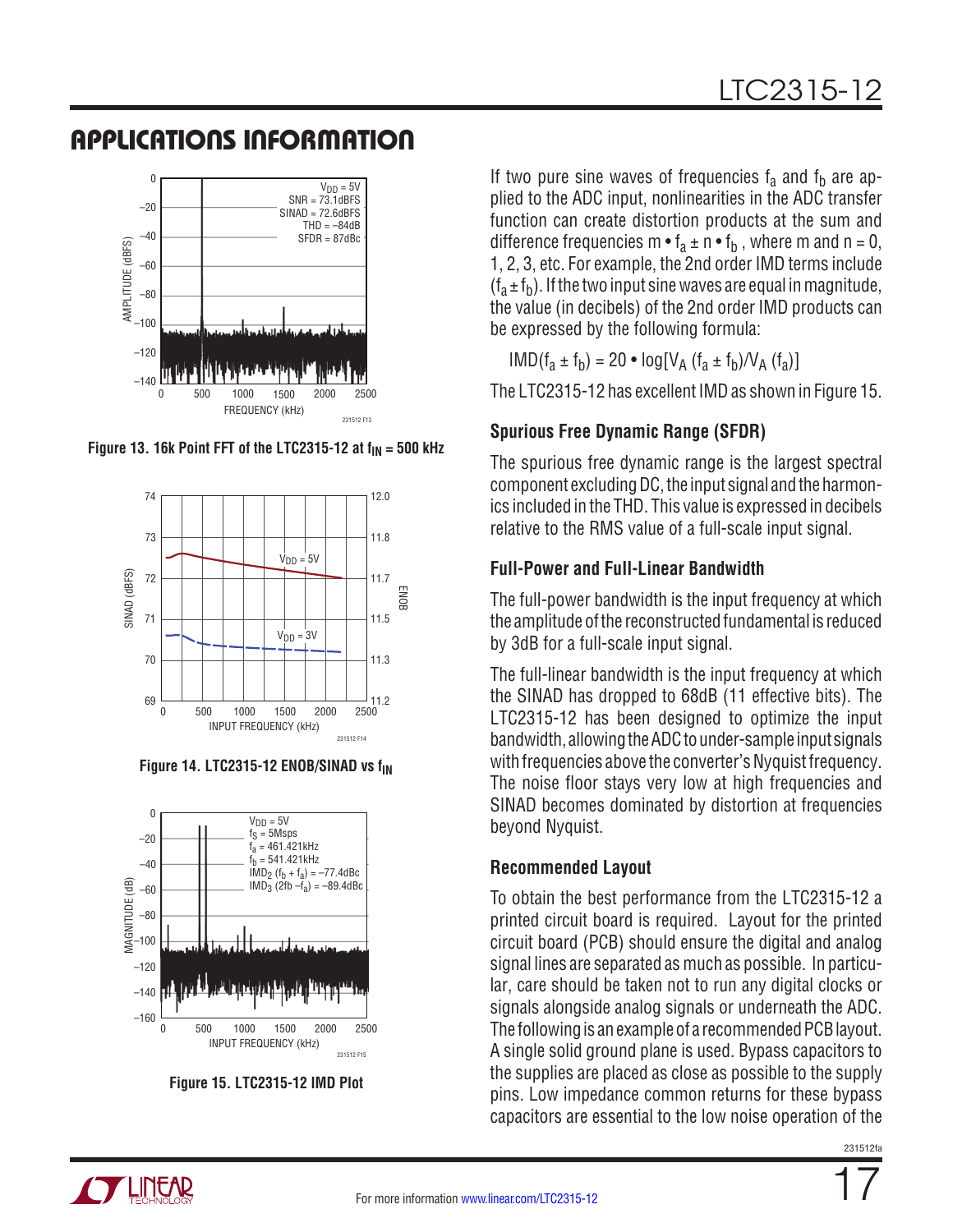## APPLICATIONS INFORMATION

Figure 13. 16k Point FFT of the LTC2315-12 at $f_{IN}$ = 500 kHz

Figure 14. LTC2315-12 ENOB/SINAD vs $f_{IN}$

Figure 15. LTC2315-12 IMD Plot

If two pure sine waves of frequencies $f_a$ and $f_b$ are applied to the ADC input, nonlinearities in the ADC transfer function can create distortion products at the sum and difference frequencies $m \bullet f_a \pm n \bullet f_b$, where m and n = 0, 1, 2, 3, etc. For example, the 2nd order IMD terms include $(f_a \pm f_b)$. If the two input sine waves are equal in magnitude, the value (in decibels) of the 2nd order IMD products can be expressed by the following formula:

$$IMD(f_a \pm f_b) = 20 \bullet \log[V_A(f_a \pm f_b)/V_A(f_a)]$$

The LTC2315-12 has excellent IMD as shown in Figure 15.

### Spurious Free Dynamic Range (SFDR)

The spurious free dynamic range is the largest spectral component excluding DC, the input signal and the harmonics included in the THD. This value is expressed in decibels relative to the RMS value of a full-scale input signal.

### Full-Power and Full-Linear Bandwidth

The full-power bandwidth is the input frequency at which the amplitude of the reconstructed fundamental is reduced by 3dB for a full-scale input signal.

The full-linear bandwidth is the input frequency at which the SINAD has dropped to 68dB (11 effective bits). The LTC2315-12 has been designed to optimize the input bandwidth, allowing the ADC to under-sample input signals with frequencies above the converter's Nyquist frequency. The noise floor stays very low at high frequencies and SINAD becomes dominated by distortion at frequencies beyond Nyquist.

### Recommended Layout

To obtain the best performance from the LTC2315-12 a printed circuit board is required. Layout for the printed circuit board (PCB) should ensure the digital and analog signal lines are separated as much as possible. In particular, care should be taken not to run any digital clocks or signals alongside analog signals or underneath the ADC. The following is an example of a recommended PCB layout. A single solid ground plane is used. Bypass capacitors to the supplies are placed as close as possible to the supply pins. Low impedance common returns for these bypass capacitors are essential to the low noise operation of the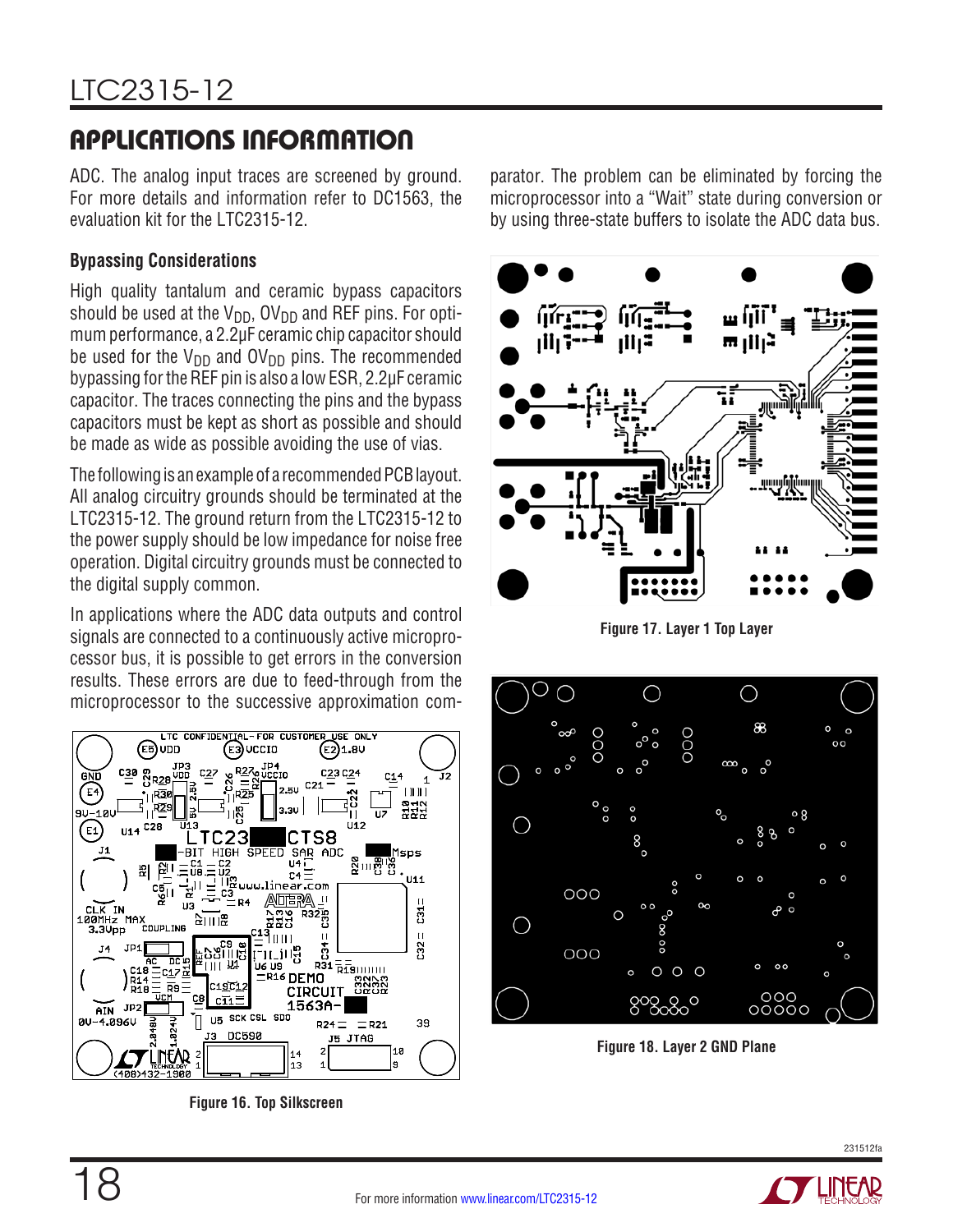## APPLICATIONS INFORMATION

ADC. The analog input traces are screened by ground. For more details and information refer to DC1563, the evaluation kit for the LTC2315-12.

### Bypassing Considerations

High quality tantalum and ceramic bypass capacitors should be used at the $V_{DD}$, $OV_{DD}$ and REF pins. For optimum performance, a 2.2µF ceramic chip capacitor should be used for the $V_{DD}$ and $OV_{DD}$ pins. The recommended bypassing for the REF pin is also a low ESR, 2.2µF ceramic capacitor. The traces connecting the pins and the bypass capacitors must be kept as short as possible and should be made as wide as possible avoiding the use of vias.

The following is an example of a recommended PCB layout. All analog circuitry grounds should be terminated at the LTC2315-12. The ground return from the LTC2315-12 to the power supply should be low impedance for noise free operation. Digital circuitry grounds must be connected to the digital supply common.

In applications where the ADC data outputs and control signals are connected to a continuously active microprocessor bus, it is possible to get errors in the conversion results. These errors are due to feed-through from the microprocessor to the successive approximation comparator. The problem can be eliminated by forcing the microprocessor into a "Wait" state during conversion or by using three-state buffers to isolate the ADC data bus.

Figure 16. Top Silkscreen

Figure 17. Layer 1 Top Layer

Figure 18. Layer 2 GND Plane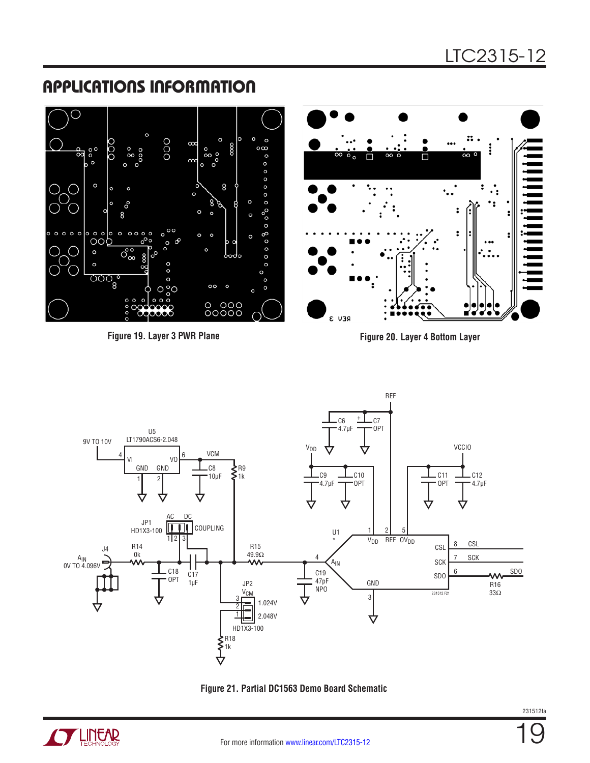## APPLICATIONS INFORMATION

Figure 19. Layer 3 PWR Plane

Figure 20. Layer 4 Bottom Layer

Figure 21. Partial DC1563 Demo Board Schematic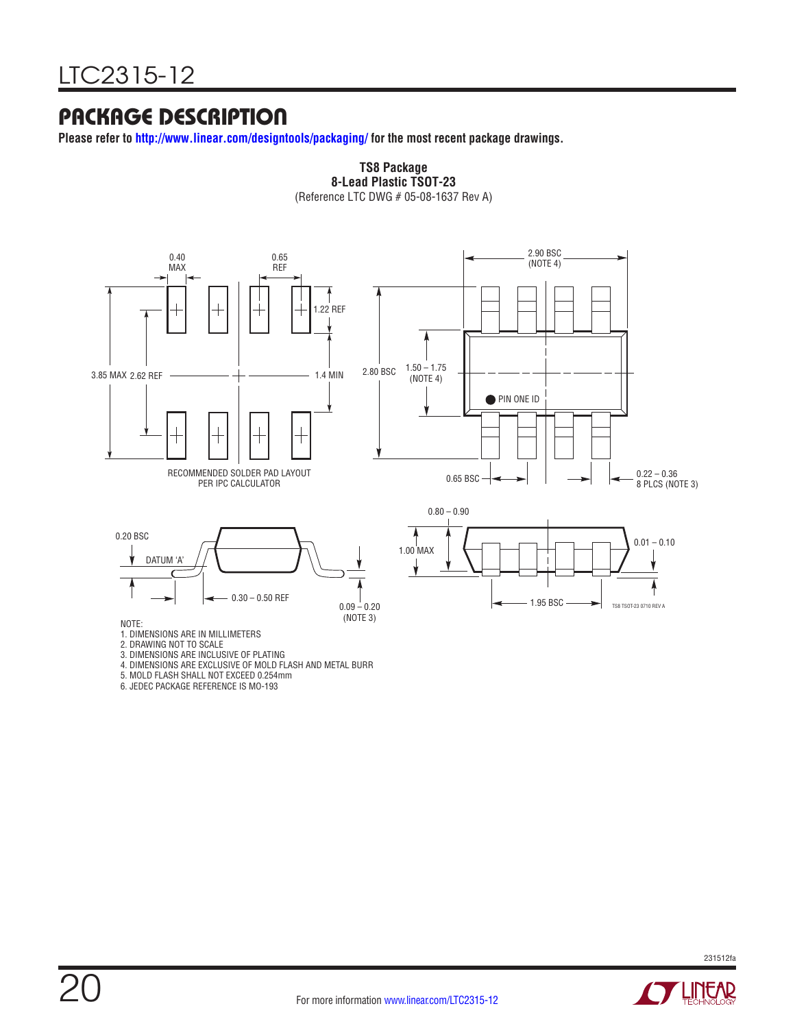## PACKAGE DESCRIPTION

**Please refer to http://www.linear.com/designtools/packaging/ for the most recent package drawings.**

**TS8 Package**
**8-Lead Plastic TSOT-23**
(Reference LTC DWG # 05-08-1637 Rev A)

0.40 MAX

0.65 REF

1.22 REF

3.85 MAX 2.62 REF

1.4 MIN

RECOMMENDED SOLDER PAD LAYOUT
PER IPC CALCULATOR

2.90 BSC
(NOTE 4)

2.80 BSC

1.50 – 1.75
(NOTE 4)

PIN ONE ID

0.65 BSC

0.22 – 0.36
8 PLCS (NOTE 3)

0.20 BSC

DATUM 'A'

0.30 – 0.50 REF

0.09 – 0.20
(NOTE 3)

0.80 – 0.90

1.00 MAX

0.01 – 0.10

1.95 BSC

TS8 TSOT-23 0710 REV A

NOTE:
1. DIMENSIONS ARE IN MILLIMETERS
2. DRAWING NOT TO SCALE
3. DIMENSIONS ARE INCLUSIVE OF PLATING
4. DIMENSIONS ARE EXCLUSIVE OF MOLD FLASH AND METAL BURR
5. MOLD FLASH SHALL NOT EXCEED 0.254mm
6. JEDEC PACKAGE REFERENCE IS MO-193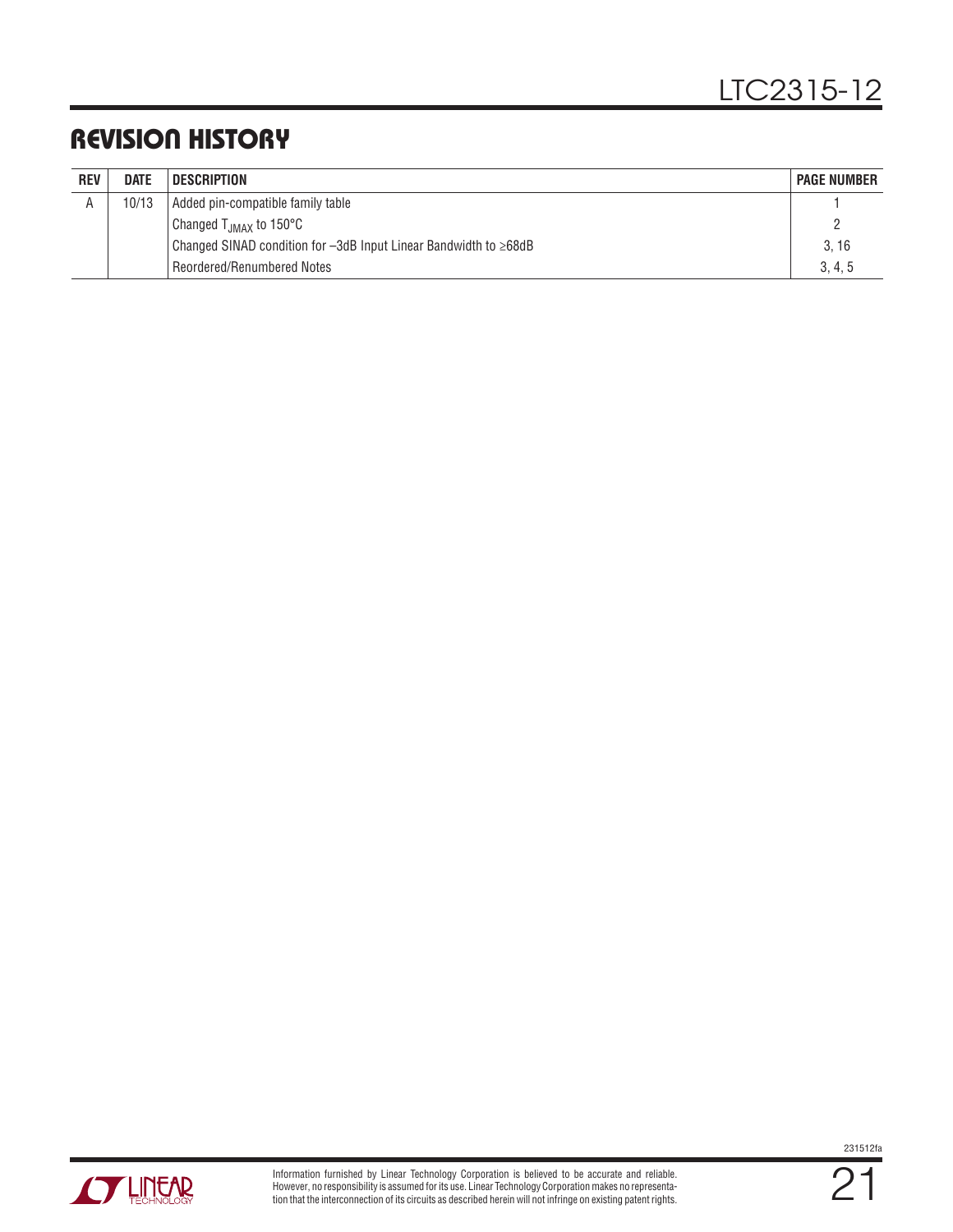## REVISION HISTORY

| REV | DATE | DESCRIPTION | PAGE NUMBER |
|---|---|---|---|
| A | 10/13 | Added pin-compatible family table | 1 |
| | | Changed $T_{JMAX}$ to 150°C | 2 |
| | | Changed SINAD condition for –3dB Input Linear Bandwidth to ≥68dB | 3, 16 |
| | | Reordered/Renumbered Notes | 3, 4, 5 |

Information furnished by Linear Technology Corporation is believed to be accurate and reliable. However, no responsibility is assumed for its use. Linear Technology Corporation makes no representation that the interconnection of its circuits as described herein will not infringe on existing patent rights.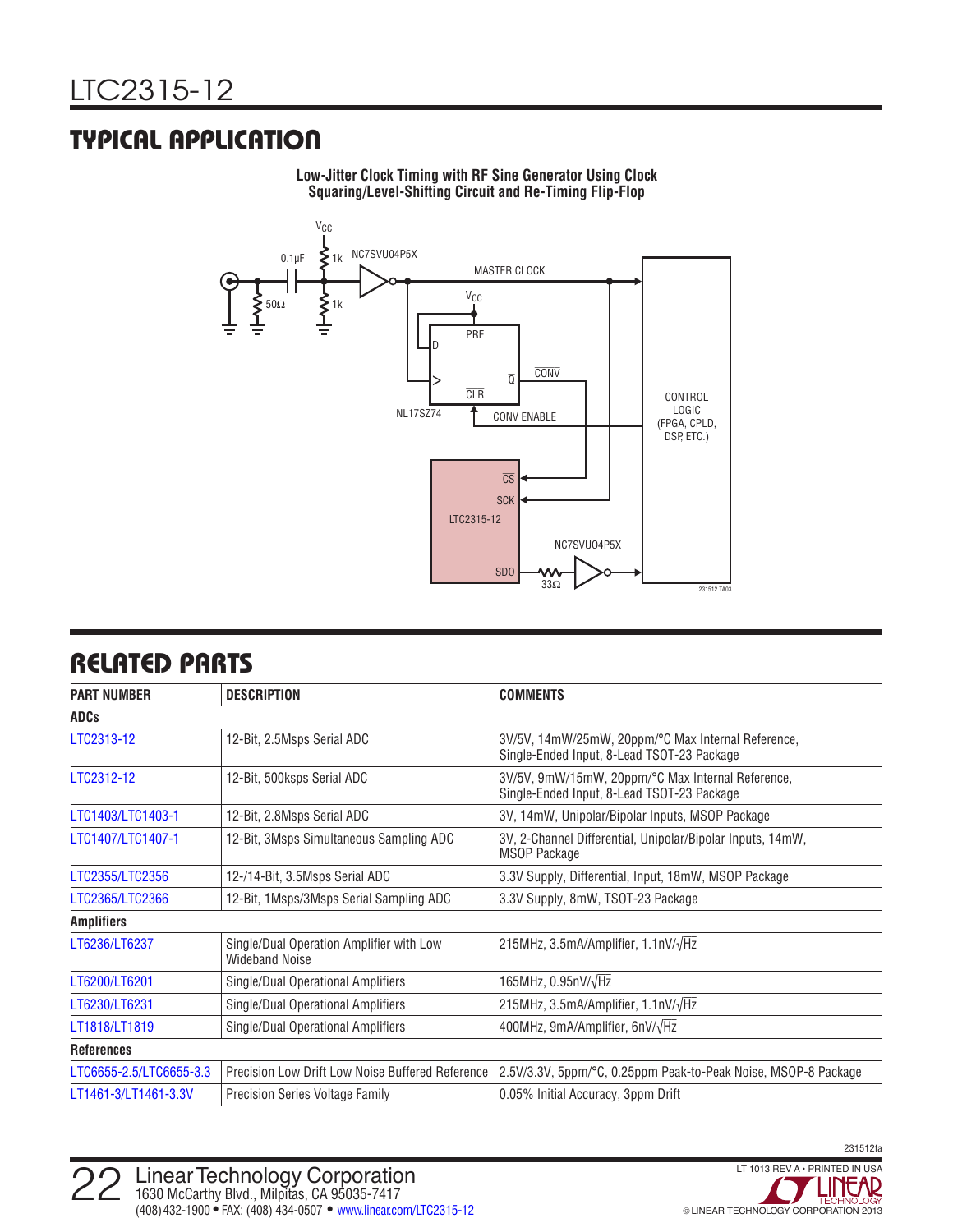## TYPICAL APPLICATION

**Low-Jitter Clock Timing with RF Sine Generator Using Clock Squaring/Level-Shifting Circuit and Re-Timing Flip-Flop**

$V_{CC}$
0.1µF
1k
NC7SVU04P5X
MASTER CLOCK
50Ω
1k
$V_{CC}$
PRE
D
Q̅
CONV̅
CLR̅
NL17SZ74
CONV ENABLE
CONTROL LOGIC (FPGA, CPLD, DSP, ETC.)
CS̅
SCK
LTC2315-12
NC7SVUO4P5X
SDO
33Ω
231512 TA03

## RELATED PARTS

| PART NUMBER | DESCRIPTION | COMMENTS |
|---|---|---|
| **ADCs** | | |
| LTC2313-12 | 12-Bit, 2.5Msps Serial ADC | 3V/5V, 14mW/25mW, 20ppm/°C Max Internal Reference, Single-Ended Input, 8-Lead TSOT-23 Package |
| LTC2312-12 | 12-Bit, 500ksps Serial ADC | 3V/5V, 9mW/15mW, 20ppm/°C Max Internal Reference, Single-Ended Input, 8-Lead TSOT-23 Package |
| LTC1403/LTC1403-1 | 12-Bit, 2.8Msps Serial ADC | 3V, 14mW, Unipolar/Bipolar Inputs, MSOP Package |
| LTC1407/LTC1407-1 | 12-Bit, 3Msps Simultaneous Sampling ADC | 3V, 2-Channel Differential, Unipolar/Bipolar Inputs, 14mW, MSOP Package |
| LTC2355/LTC2356 | 12-/14-Bit, 3.5Msps Serial ADC | 3.3V Supply, Differential, Input, 18mW, MSOP Package |
| LTC2365/LTC2366 | 12-Bit, 1Msps/3Msps Serial Sampling ADC | 3.3V Supply, 8mW, TSOT-23 Package |
| **Amplifiers** | | |
| LT6236/LT6237 | Single/Dual Operation Amplifier with Low Wideband Noise | 215MHz, 3.5mA/Amplifier, 1.1nV/√Hz |
| LT6200/LT6201 | Single/Dual Operational Amplifiers | 165MHz, 0.95nV/√Hz |
| LT6230/LT6231 | Single/Dual Operational Amplifiers | 215MHz, 3.5mA/Amplifier, 1.1nV/√Hz |
| LT1818/LT1819 | Single/Dual Operational Amplifiers | 400MHz, 9mA/Amplifier, 6nV/√Hz |
| **References** | | |
| LTC6655-2.5/LTC6655-3.3 | Precision Low Drift Low Noise Buffered Reference | 2.5V/3.3V, 5ppm/°C, 0.25ppm Peak-to-Peak Noise, MSOP-8 Package |
| LT1461-3/LT1461-3.3V | Precision Series Voltage Family | 0.05% Initial Accuracy, 3ppm Drift |

Linear Technology Corporation
1630 McCarthy Blvd., Milpitas, CA 95035-7417
(408) 432-1900 • FAX: (408) 434-0507 • www.linear.com/LTC2315-12

231512fa
LT 1013 REV A • PRINTED IN USA
© LINEAR TECHNOLOGY CORPORATION 2013